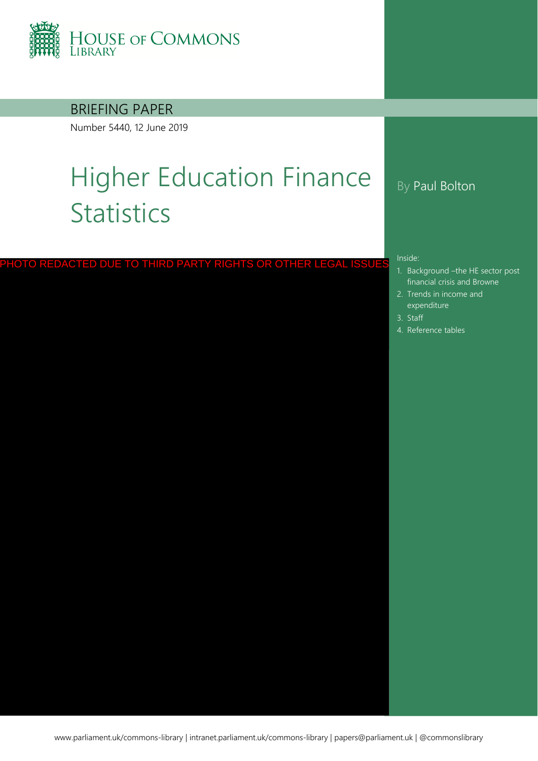HOUSE OF COMMONS LIBRARY

BRIEFING PAPER

Number 5440, 12 June 2019

# Higher Education Finance Statistics

By Paul Bolton

PHOTO REDACTED DUE TO THIRD PARTY RIGHTS OR OTHER LEGAL ISSUES

Inside:

1. Background –the HE sector post financial crisis and Browne
2. Trends in income and expenditure
3. Staff
4. Reference tables

www.parliament.uk/commons-library | intranet.parliament.uk/commons-library | papers@parliament.uk | @commonslibrary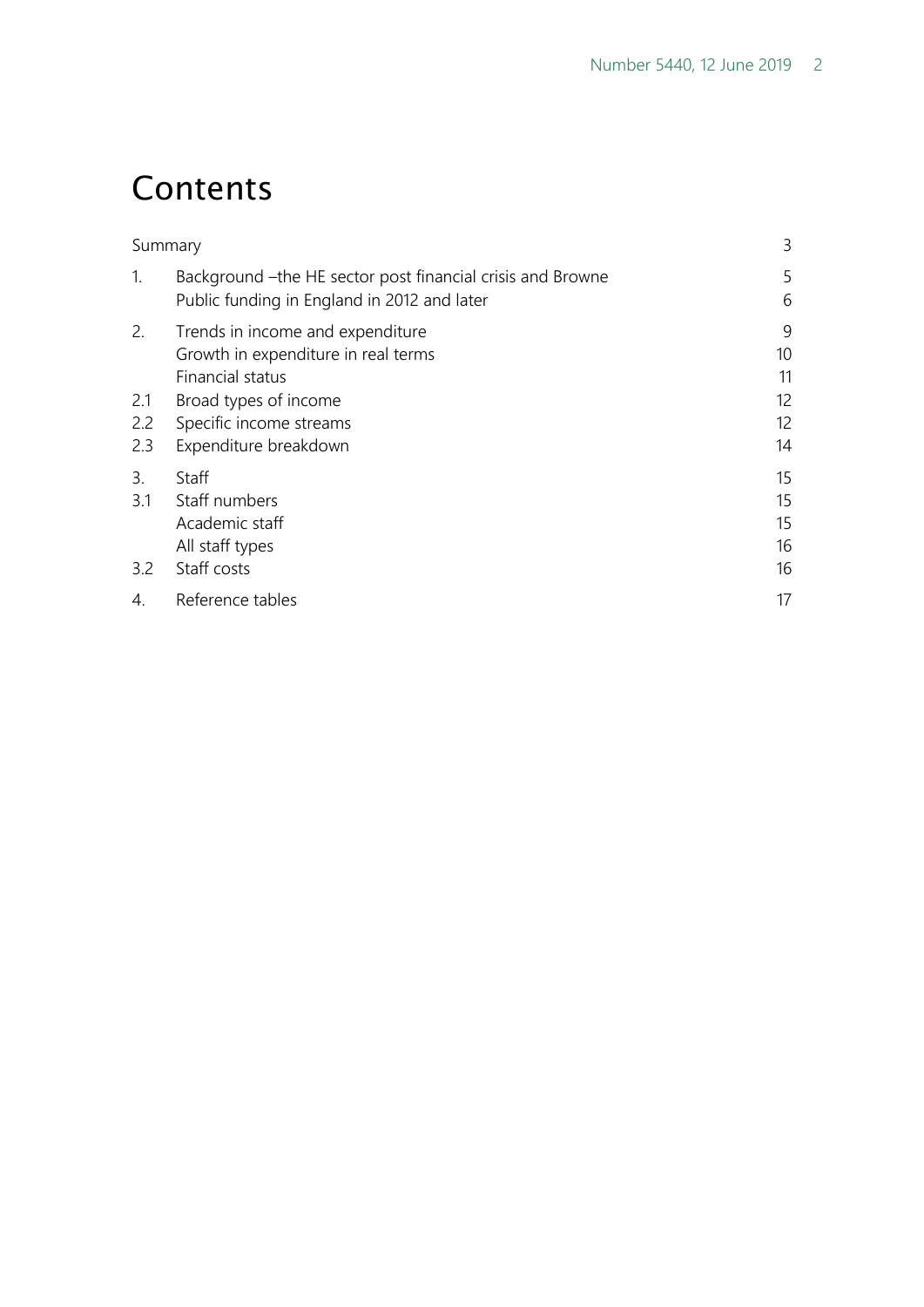# Contents

| | | |
|---|---|---|
| Summary | | 3 |
| 1. | Background –the HE sector post financial crisis and Browne | 5 |
| | Public funding in England in 2012 and later | 6 |
| 2. | Trends in income and expenditure | 9 |
| | Growth in expenditure in real terms | 10 |
| | Financial status | 11 |
| 2.1 | Broad types of income | 12 |
| 2.2 | Specific income streams | 12 |
| 2.3 | Expenditure breakdown | 14 |
| 3. | Staff | 15 |
| 3.1 | Staff numbers | 15 |
| | Academic staff | 15 |
| | All staff types | 16 |
| 3.2 | Staff costs | 16 |
| 4. | Reference tables | 17 |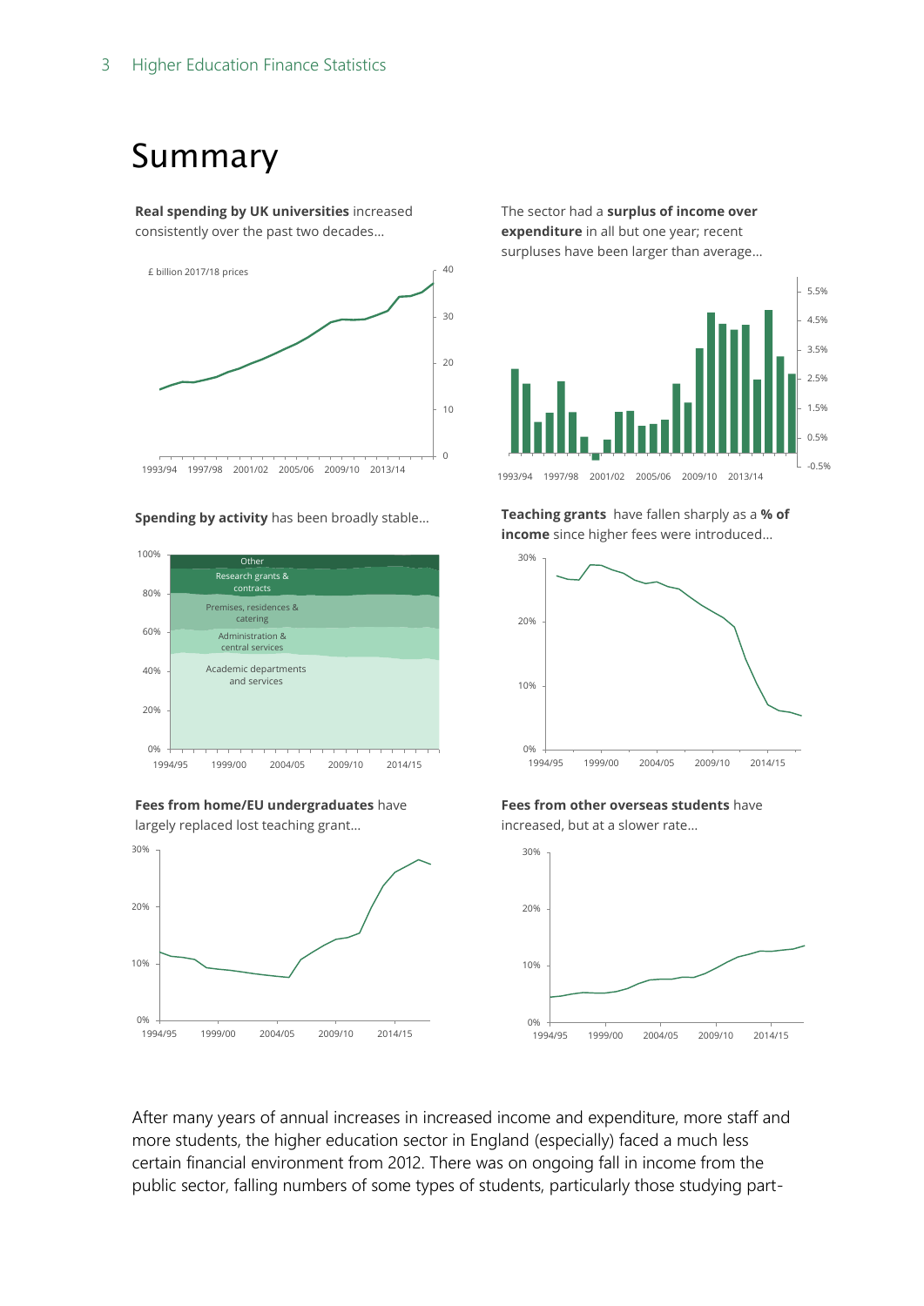# Summary

**Real spending by UK universities** increased consistently over the past two decades...

The sector had a **surplus of income over expenditure** in all but one year; recent surpluses have been larger than average...

**Spending by activity** has been broadly stable...

**Teaching grants** have fallen sharply as a **% of income** since higher fees were introduced...

**Fees from home/EU undergraduates** have largely replaced lost teaching grant...

**Fees from other overseas students** have increased, but at a slower rate...

After many years of annual increases in increased income and expenditure, more staff and more students, the higher education sector in England (especially) faced a much less certain financial environment from 2012. There was on ongoing fall in income from the public sector, falling numbers of some types of students, particularly those studying part-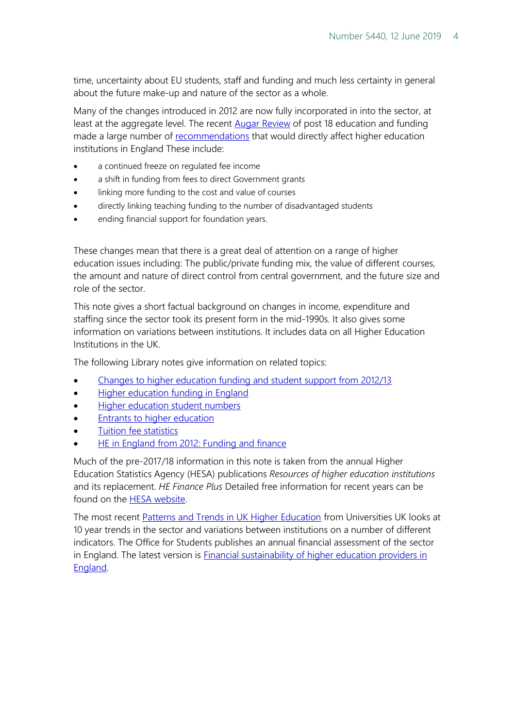time, uncertainty about EU students, staff and funding and much less certainty in general about the future make-up and nature of the sector as a whole.

Many of the changes introduced in 2012 are now fully incorporated in into the sector, at least at the aggregate level. The recent Augar Review of post 18 education and funding made a large number of recommendations that would directly affect higher education institutions in England These include:

- a continued freeze on regulated fee income
- a shift in funding from fees to direct Government grants
- linking more funding to the cost and value of courses
- directly linking teaching funding to the number of disadvantaged students
- ending financial support for foundation years.

These changes mean that there is a great deal of attention on a range of higher education issues including: The public/private funding mix, the value of different courses, the amount and nature of direct control from central government, and the future size and role of the sector.

This note gives a short factual background on changes in income, expenditure and staffing since the sector took its present form in the mid-1990s. It also gives some information on variations between institutions. It includes data on all Higher Education Institutions in the UK.

The following Library notes give information on related topics:

- Changes to higher education funding and student support from 2012/13
- Higher education funding in England
- Higher education student numbers
- Entrants to higher education
- Tuition fee statistics
- HE in England from 2012: Funding and finance

Much of the pre-2017/18 information in this note is taken from the annual Higher Education Statistics Agency (HESA) publications *Resources of higher education institutions* and its replacement. *HE Finance Plus* Detailed free information for recent years can be found on the HESA website.

The most recent Patterns and Trends in UK Higher Education from Universities UK looks at 10 year trends in the sector and variations between institutions on a number of different indicators. The Office for Students publishes an annual financial assessment of the sector in England. The latest version is Financial sustainability of higher education providers in England.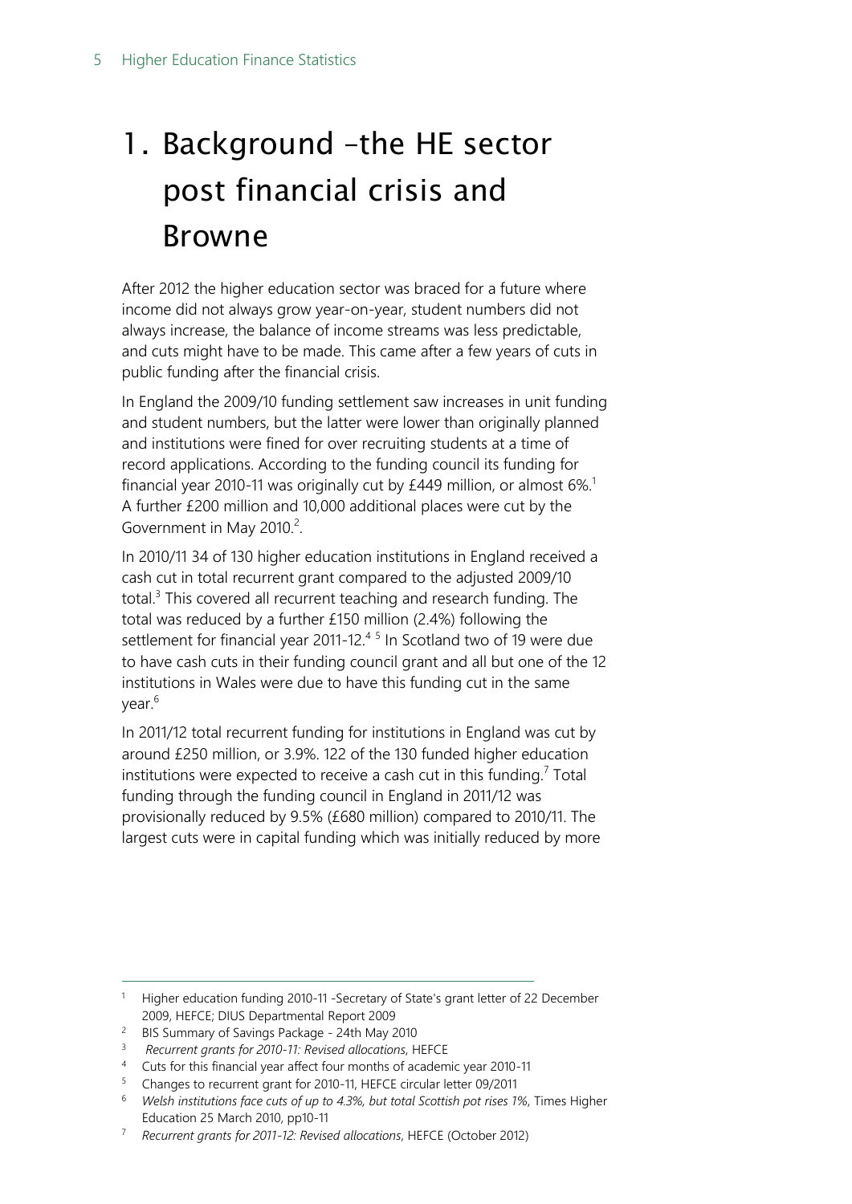# 1. Background –the HE sector post financial crisis and Browne

After 2012 the higher education sector was braced for a future where income did not always grow year-on-year, student numbers did not always increase, the balance of income streams was less predictable, and cuts might have to be made. This came after a few years of cuts in public funding after the financial crisis.

In England the 2009/10 funding settlement saw increases in unit funding and student numbers, but the latter were lower than originally planned and institutions were fined for over recruiting students at a time of record applications. According to the funding council its funding for financial year 2010-11 was originally cut by £449 million, or almost 6%.[1] A further £200 million and 10,000 additional places were cut by the Government in May 2010.[2].

In 2010/11 34 of 130 higher education institutions in England received a cash cut in total recurrent grant compared to the adjusted 2009/10 total.[3] This covered all recurrent teaching and research funding. The total was reduced by a further £150 million (2.4%) following the settlement for financial year 2011-12.[4] [5] In Scotland two of 19 were due to have cash cuts in their funding council grant and all but one of the 12 institutions in Wales were due to have this funding cut in the same year.[6]

In 2011/12 total recurrent funding for institutions in England was cut by around £250 million, or 3.9%. 122 of the 130 funded higher education institutions were expected to receive a cash cut in this funding.[7] Total funding through the funding council in England in 2011/12 was provisionally reduced by 9.5% (£680 million) compared to 2010/11. The largest cuts were in capital funding which was initially reduced by more

---

[1] Higher education funding 2010-11 -Secretary of State's grant letter of 22 December 2009, HEFCE; DIUS Departmental Report 2009

[2] BIS Summary of Savings Package - 24th May 2010

[3] *Recurrent grants for 2010-11: Revised allocations*, HEFCE

[4] Cuts for this financial year affect four months of academic year 2010-11

[5] Changes to recurrent grant for 2010-11, HEFCE circular letter 09/2011

[6] *Welsh institutions face cuts of up to 4.3%, but total Scottish pot rises 1%*, Times Higher Education 25 March 2010, pp10-11

[7] *Recurrent grants for 2011-12: Revised allocations*, HEFCE (October 2012)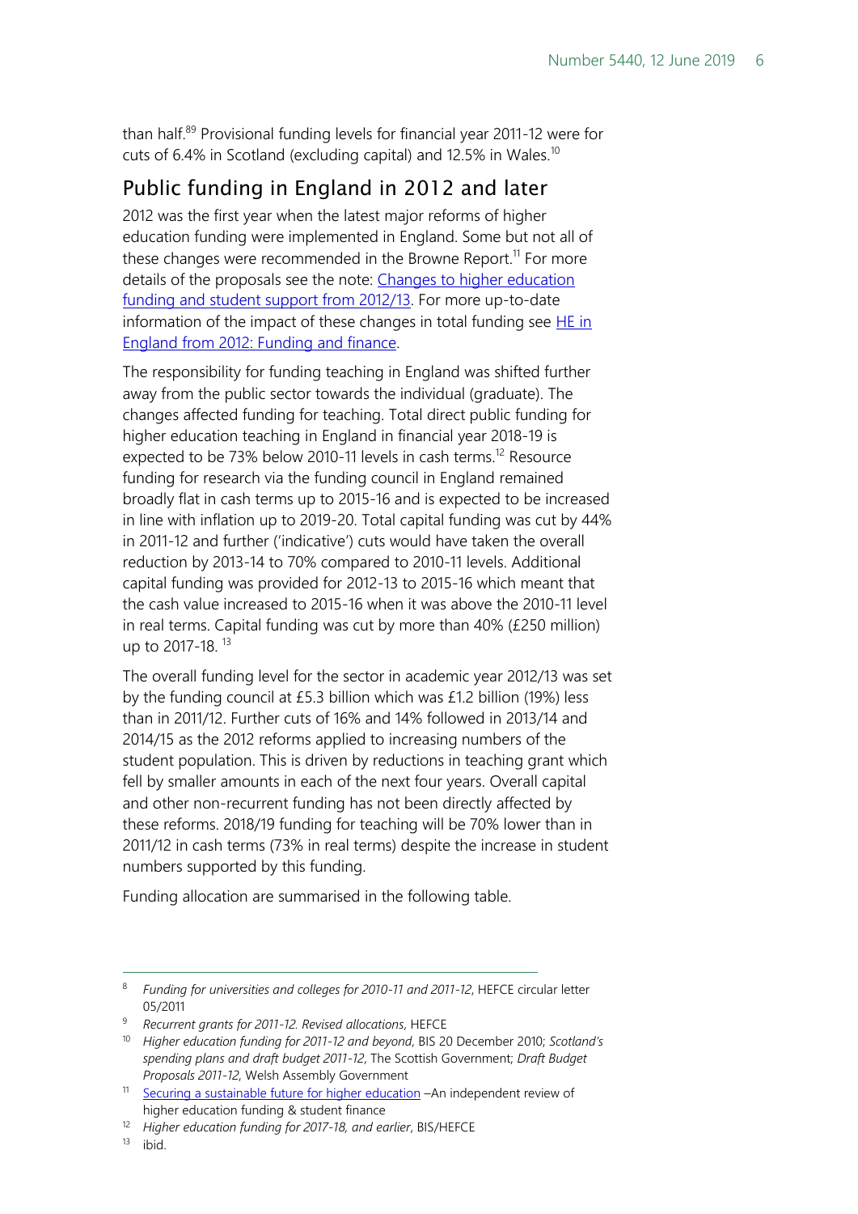than half.[8][9] Provisional funding levels for financial year 2011-12 were for cuts of 6.4% in Scotland (excluding capital) and 12.5% in Wales.[10]

## Public funding in England in 2012 and later

2012 was the first year when the latest major reforms of higher education funding were implemented in England. Some but not all of these changes were recommended in the Browne Report.[11] For more details of the proposals see the note: Changes to higher education funding and student support from 2012/13. For more up-to-date information of the impact of these changes in total funding see HE in England from 2012: Funding and finance.

The responsibility for funding teaching in England was shifted further away from the public sector towards the individual (graduate). The changes affected funding for teaching. Total direct public funding for higher education teaching in England in financial year 2018-19 is expected to be 73% below 2010-11 levels in cash terms.[12] Resource funding for research via the funding council in England remained broadly flat in cash terms up to 2015-16 and is expected to be increased in line with inflation up to 2019-20. Total capital funding was cut by 44% in 2011-12 and further ('indicative') cuts would have taken the overall reduction by 2013-14 to 70% compared to 2010-11 levels. Additional capital funding was provided for 2012-13 to 2015-16 which meant that the cash value increased to 2015-16 when it was above the 2010-11 level in real terms. Capital funding was cut by more than 40% (£250 million) up to 2017-18. [13]

The overall funding level for the sector in academic year 2012/13 was set by the funding council at £5.3 billion which was £1.2 billion (19%) less than in 2011/12. Further cuts of 16% and 14% followed in 2013/14 and 2014/15 as the 2012 reforms applied to increasing numbers of the student population. This is driven by reductions in teaching grant which fell by smaller amounts in each of the next four years. Overall capital and other non-recurrent funding has not been directly affected by these reforms. 2018/19 funding for teaching will be 70% lower than in 2011/12 in cash terms (73% in real terms) despite the increase in student numbers supported by this funding.

Funding allocation are summarised in the following table.

---

[8] *Funding for universities and colleges for 2010-11 and 2011-12*, HEFCE circular letter 05/2011

[9] *Recurrent grants for 2011-12. Revised allocations*, HEFCE

[10] *Higher education funding for 2011-12 and beyond*, BIS 20 December 2010; *Scotland's spending plans and draft budget 2011-12*, The Scottish Government; *Draft Budget Proposals 2011-12*, Welsh Assembly Government

[11] Securing a sustainable future for higher education –An independent review of higher education funding & student finance

[12] *Higher education funding for 2017-18, and earlier*, BIS/HEFCE

[13] ibid.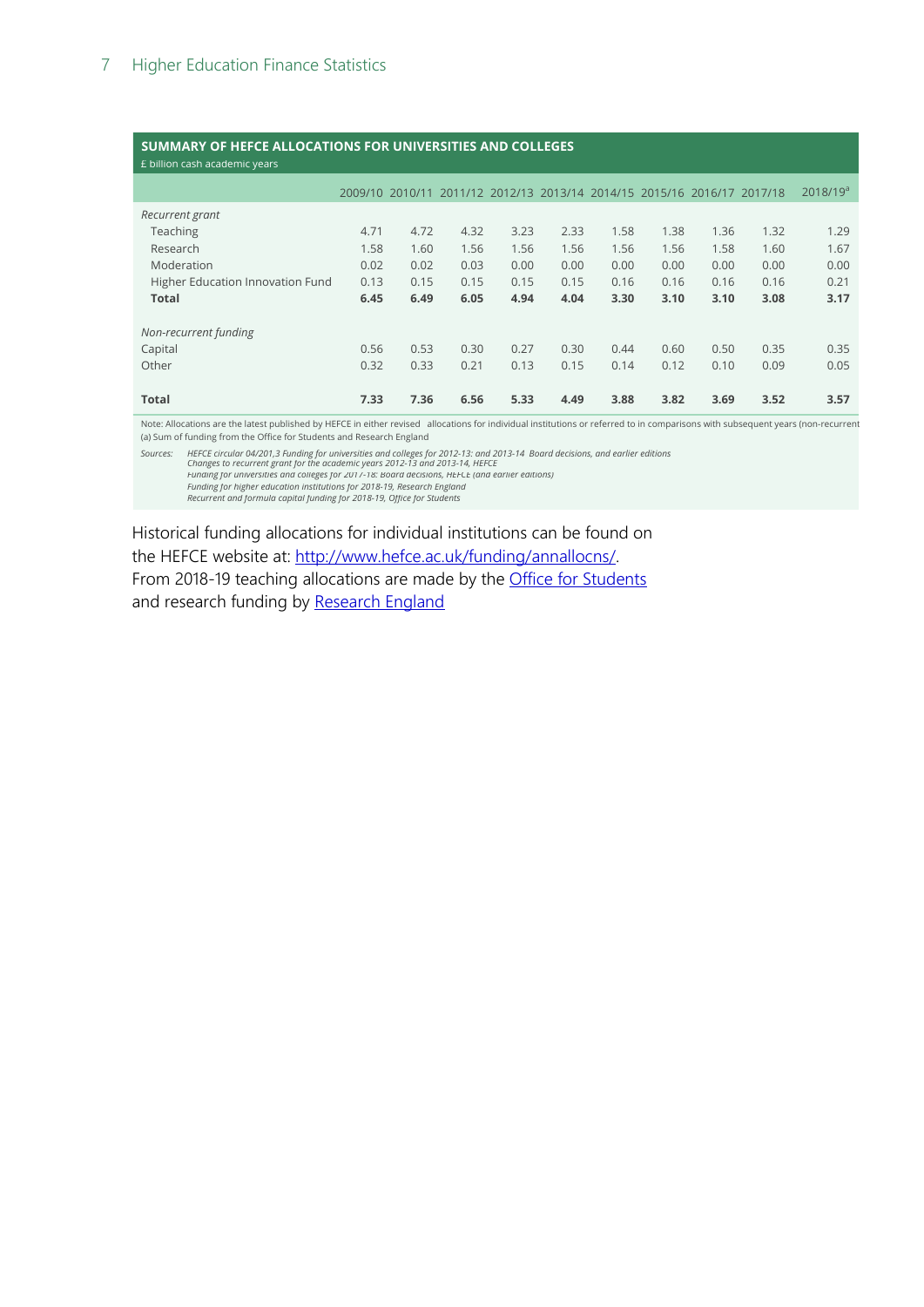**SUMMARY OF HEFCE ALLOCATIONS FOR UNIVERSITIES AND COLLEGES**

£ billion cash academic years

| | 2009/10 | 2010/11 | 2011/12 | 2012/13 | 2013/14 | 2014/15 | 2015/16 | 2016/17 | 2017/18 | 2018/19[a] |
|---|---|---|---|---|---|---|---|---|---|---|
| *Recurrent grant* | | | | | | | | | | |
| Teaching | 4.71 | 4.72 | 4.32 | 3.23 | 2.33 | 1.58 | 1.38 | 1.36 | 1.32 | 1.29 |
| Research | 1.58 | 1.60 | 1.56 | 1.56 | 1.56 | 1.56 | 1.56 | 1.58 | 1.60 | 1.67 |
| Moderation | 0.02 | 0.02 | 0.03 | 0.00 | 0.00 | 0.00 | 0.00 | 0.00 | 0.00 | 0.00 |
| Higher Education Innovation Fund | 0.13 | 0.15 | 0.15 | 0.15 | 0.15 | 0.16 | 0.16 | 0.16 | 0.16 | 0.21 |
| **Total** | **6.45** | **6.49** | **6.05** | **4.94** | **4.04** | **3.30** | **3.10** | **3.10** | **3.08** | **3.17** |
| *Non-recurrent funding* | | | | | | | | | | |
| Capital | 0.56 | 0.53 | 0.30 | 0.27 | 0.30 | 0.44 | 0.60 | 0.50 | 0.35 | 0.35 |
| Other | 0.32 | 0.33 | 0.21 | 0.13 | 0.15 | 0.14 | 0.12 | 0.10 | 0.09 | 0.05 |
| **Total** | **7.33** | **7.36** | **6.56** | **5.33** | **4.49** | **3.88** | **3.82** | **3.69** | **3.52** | **3.57** |

Note: Allocations are the latest published by HEFCE in either revised allocations for individual institutions or referred to in comparisons with subsequent years (non-recurrent

(a) Sum of funding from the Office for Students and Research England

Sources: *HEFCE circular 04/201,3 Funding for universities and colleges for 2012-13: and 2013-14 Board decisions, and earlier editions*
*Changes to recurrent grant for the academic years 2012-13 and 2013-14, HEFCE*
*Funding for universities and colleges for 2017-18: Board decisions, HEFCE (and earlier editions)*
*Funding for higher education institutions for 2018-19, Research England*
*Recurrent and formula capital funding for 2018-19, Office for Students*

Historical funding allocations for individual institutions can be found on the HEFCE website at: [http://www.hefce.ac.uk/funding/annallocns/](http://www.hefce.ac.uk/funding/annallocns/). From 2018-19 teaching allocations are made by the Office for Students and research funding by Research England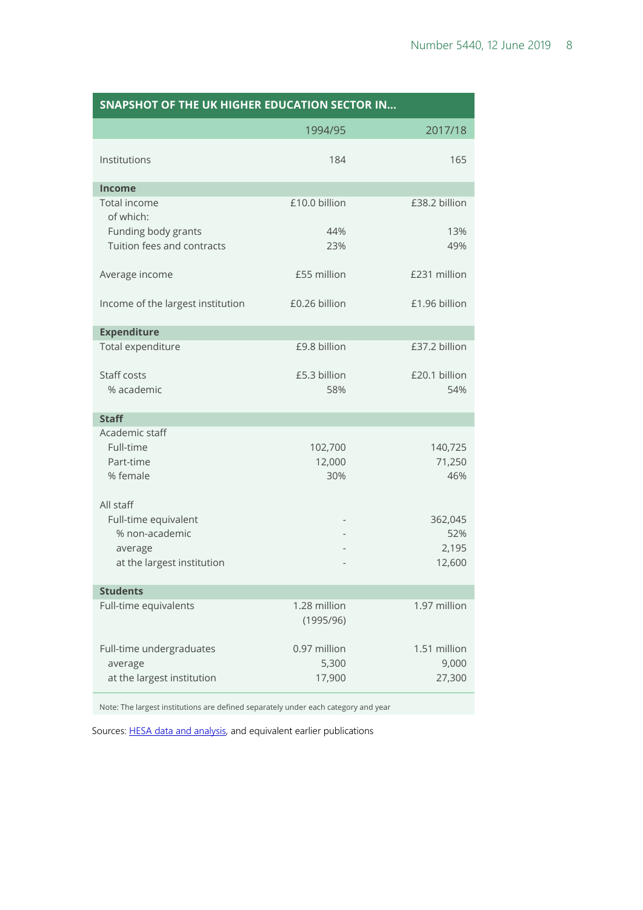| SNAPSHOT OF THE UK HIGHER EDUCATION SECTOR IN... | | |
|---|---|---|
| | 1994/95 | 2017/18 |
| Institutions | 184 | 165 |
| **Income** | | |
| Total income | £10.0 billion | £38.2 billion |
| of which: | | |
| Funding body grants | 44% | 13% |
| Tuition fees and contracts | 23% | 49% |
| Average income | £55 million | £231 million |
| Income of the largest institution | £0.26 billion | £1.96 billion |
| **Expenditure** | | |
| Total expenditure | £9.8 billion | £37.2 billion |
| Staff costs | £5.3 billion | £20.1 billion |
| % academic | 58% | 54% |
| **Staff** | | |
| Academic staff | | |
| Full-time | 102,700 | 140,725 |
| Part-time | 12,000 | 71,250 |
| % female | 30% | 46% |
| All staff | | |
| Full-time equivalent | - | 362,045 |
| % non-academic | - | 52% |
| average | - | 2,195 |
| at the largest institution | - | 12,600 |
| **Students** | | |
| Full-time equivalents | 1.28 million (1995/96) | 1.97 million |
| Full-time undergraduates | 0.97 million | 1.51 million |
| average | 5,300 | 9,000 |
| at the largest institution | 17,900 | 27,300 |

Note: The largest institutions are defined separately under each category and year

Sources: HESA data and analysis, and equivalent earlier publications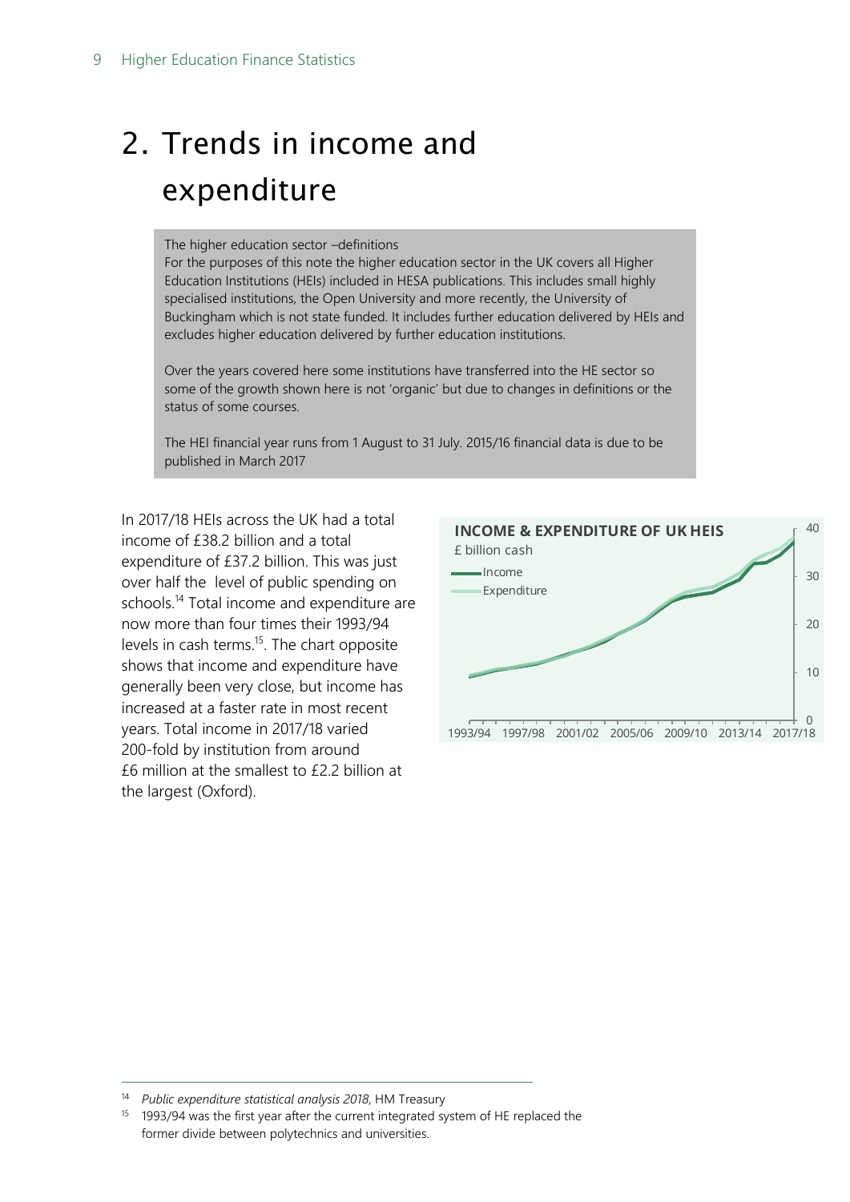# 2. Trends in income and expenditure

> The higher education sector –definitions
>
> For the purposes of this note the higher education sector in the UK covers all Higher Education Institutions (HEIs) included in HESA publications. This includes small highly specialised institutions, the Open University and more recently, the University of Buckingham which is not state funded. It includes further education delivered by HEIs and excludes higher education delivered by further education institutions.
>
> Over the years covered here some institutions have transferred into the HE sector so some of the growth shown here is not 'organic' but due to changes in definitions or the status of some courses.
>
> The HEI financial year runs from 1 August to 31 July. 2015/16 financial data is due to be published in March 2017

In 2017/18 HEIs across the UK had a total income of £38.2 billion and a total expenditure of £37.2 billion. This was just over half the level of public spending on schools.[14] Total income and expenditure are now more than four times their 1993/94 levels in cash terms.[15]. The chart opposite shows that income and expenditure have generally been very close, but income has increased at a faster rate in most recent years. Total income in 2017/18 varied 200-fold by institution from around £6 million at the smallest to £2.2 billion at the largest (Oxford).

**INCOME & EXPENDITURE OF UK HEIS**

£ billion cash

- Income
- Expenditure

[14] *Public expenditure statistical analysis 2018*, HM Treasury

[15] 1993/94 was the first year after the current integrated system of HE replaced the former divide between polytechnics and universities.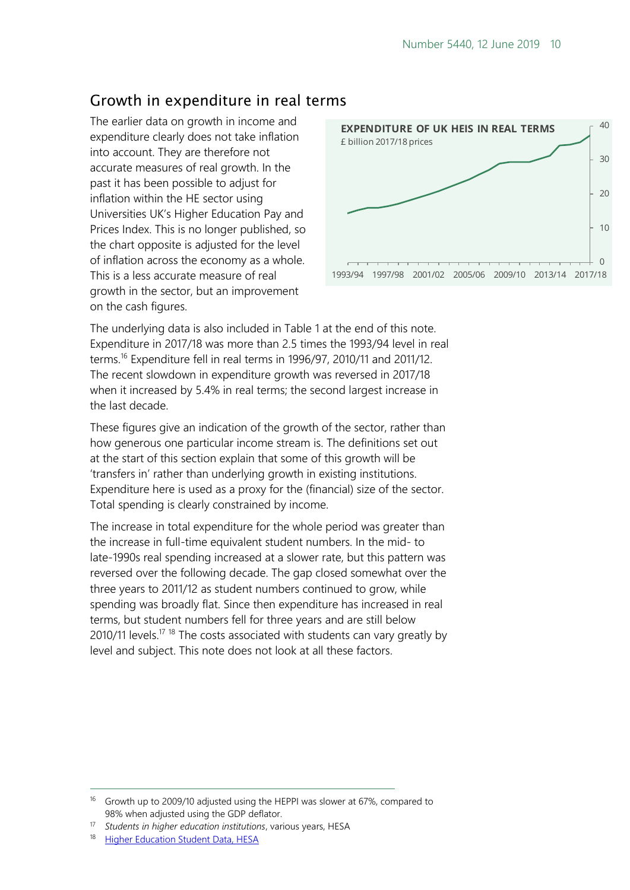## Growth in expenditure in real terms

The earlier data on growth in income and expenditure clearly does not take inflation into account. They are therefore not accurate measures of real growth. In the past it has been possible to adjust for inflation within the HE sector using Universities UK's Higher Education Pay and Prices Index. This is no longer published, so the chart opposite is adjusted for the level of inflation across the economy as a whole. This is a less accurate measure of real growth in the sector, but an improvement on the cash figures.

**EXPENDITURE OF UK HEIS IN REAL TERMS**
£ billion 2017/18 prices

The underlying data is also included in Table 1 at the end of this note. Expenditure in 2017/18 was more than 2.5 times the 1993/94 level in real terms.[16] Expenditure fell in real terms in 1996/97, 2010/11 and 2011/12. The recent slowdown in expenditure growth was reversed in 2017/18 when it increased by 5.4% in real terms; the second largest increase in the last decade.

These figures give an indication of the growth of the sector, rather than how generous one particular income stream is. The definitions set out at the start of this section explain that some of this growth will be 'transfers in' rather than underlying growth in existing institutions. Expenditure here is used as a proxy for the (financial) size of the sector. Total spending is clearly constrained by income.

The increase in total expenditure for the whole period was greater than the increase in full-time equivalent student numbers. In the mid- to late-1990s real spending increased at a slower rate, but this pattern was reversed over the following decade. The gap closed somewhat over the three years to 2011/12 as student numbers continued to grow, while spending was broadly flat. Since then expenditure has increased in real terms, but student numbers fell for three years and are still below 2010/11 levels.[17] [18] The costs associated with students can vary greatly by level and subject. This note does not look at all these factors.

---

[16] Growth up to 2009/10 adjusted using the HEPPI was slower at 67%, compared to 98% when adjusted using the GDP deflator.

[17] *Students in higher education institutions*, various years, HESA

[18] Higher Education Student Data, HESA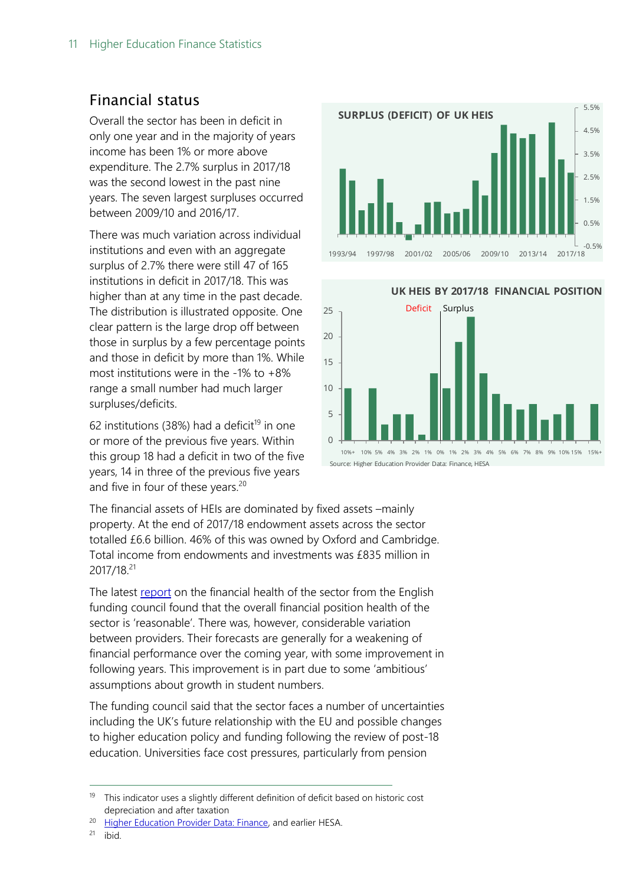## Financial status

Overall the sector has been in deficit in only one year and in the majority of years income has been 1% or more above expenditure. The 2.7% surplus in 2017/18 was the second lowest in the past nine years. The seven largest surpluses occurred between 2009/10 and 2016/17.

There was much variation across individual institutions and even with an aggregate surplus of 2.7% there were still 47 of 165 institutions in deficit in 2017/18. This was higher than at any time in the past decade. The distribution is illustrated opposite. One clear pattern is the large drop off between those in surplus by a few percentage points and those in deficit by more than 1%. While most institutions were in the -1% to +8% range a small number had much larger surpluses/deficits.

62 institutions (38%) had a deficit[19] in one or more of the previous five years. Within this group 18 had a deficit in two of the five years, 14 in three of the previous five years and five in four of these years.[20]

**SURPLUS (DEFICIT) OF UK HEIS**

**UK HEIS BY 2017/18 FINANCIAL POSITION**

Source: Higher Education Provider Data: Finance, HESA

The financial assets of HEIs are dominated by fixed assets –mainly property. At the end of 2017/18 endowment assets across the sector totalled £6.6 billion. 46% of this was owned by Oxford and Cambridge. Total income from endowments and investments was £835 million in 2017/18.[21]

The latest report on the financial health of the sector from the English funding council found that the overall financial position health of the sector is 'reasonable'. There was, however, considerable variation between providers. Their forecasts are generally for a weakening of financial performance over the coming year, with some improvement in following years. This improvement is in part due to some 'ambitious' assumptions about growth in student numbers.

The funding council said that the sector faces a number of uncertainties including the UK's future relationship with the EU and possible changes to higher education policy and funding following the review of post-18 education. Universities face cost pressures, particularly from pension

---

[19] This indicator uses a slightly different definition of deficit based on historic cost depreciation and after taxation

[20] Higher Education Provider Data: Finance, and earlier HESA.

[21] ibid.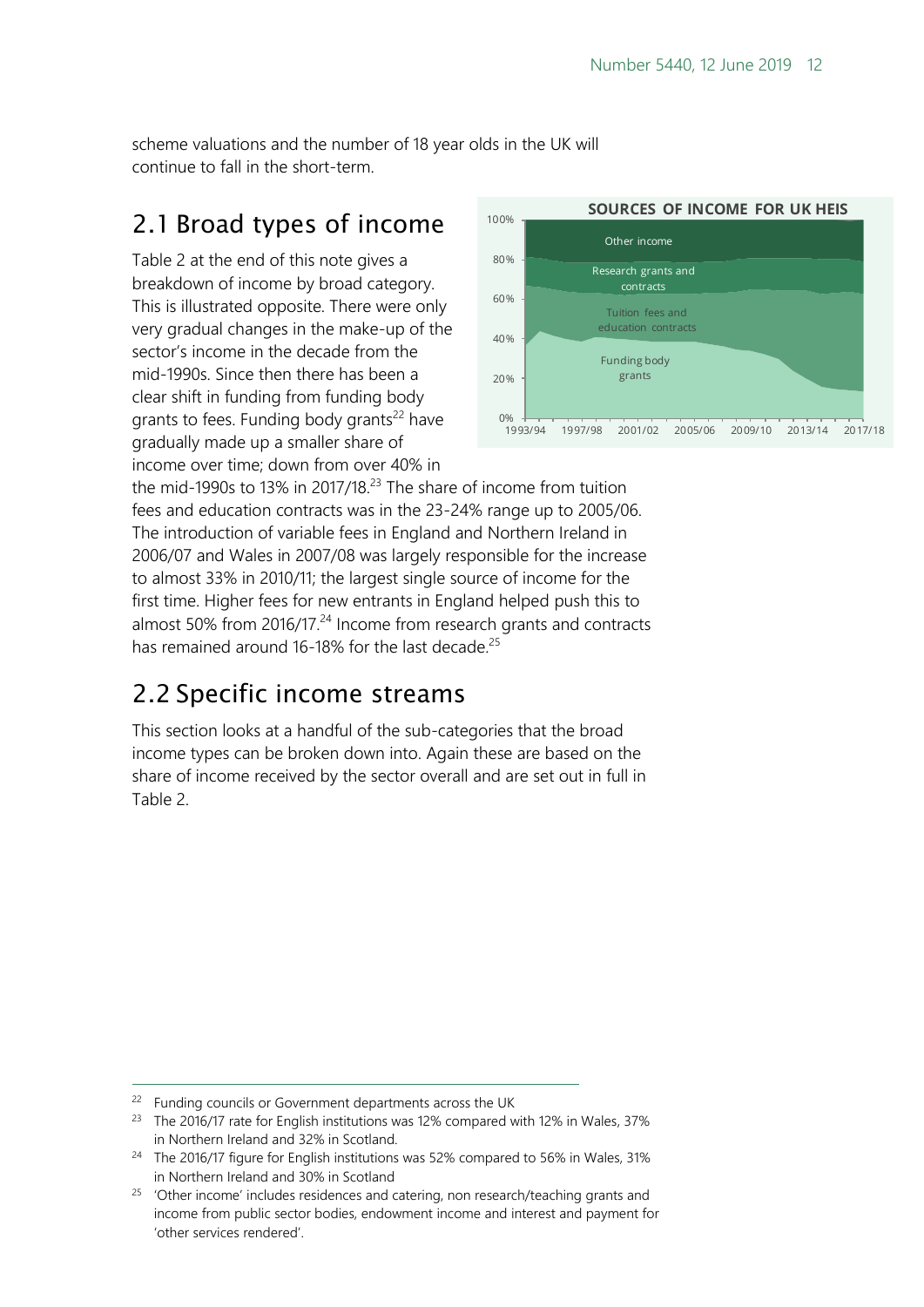scheme valuations and the number of 18 year olds in the UK will continue to fall in the short-term.

## 2.1 Broad types of income

Table 2 at the end of this note gives a breakdown of income by broad category. This is illustrated opposite. There were only very gradual changes in the make-up of the sector's income in the decade from the mid-1990s. Since then there has been a clear shift in funding from funding body grants to fees. Funding body grants[22] have gradually made up a smaller share of income over time; down from over 40% in the mid-1990s to 13% in 2017/18.[23] The share of income from tuition fees and education contracts was in the 23-24% range up to 2005/06. The introduction of variable fees in England and Northern Ireland in 2006/07 and Wales in 2007/08 was largely responsible for the increase to almost 33% in 2010/11; the largest single source of income for the first time. Higher fees for new entrants in England helped push this to almost 50% from 2016/17.[24] Income from research grants and contracts has remained around 16-18% for the last decade.[25]

**SOURCES OF INCOME FOR UK HEIS**

## 2.2 Specific income streams

This section looks at a handful of the sub-categories that the broad income types can be broken down into. Again these are based on the share of income received by the sector overall and are set out in full in Table 2.

---

[22] Funding councils or Government departments across the UK

[23] The 2016/17 rate for English institutions was 12% compared with 12% in Wales, 37% in Northern Ireland and 32% in Scotland.

[24] The 2016/17 figure for English institutions was 52% compared to 56% in Wales, 31% in Northern Ireland and 30% in Scotland.

[25] 'Other income' includes residences and catering, non research/teaching grants and income from public sector bodies, endowment income and interest and payment for 'other services rendered'.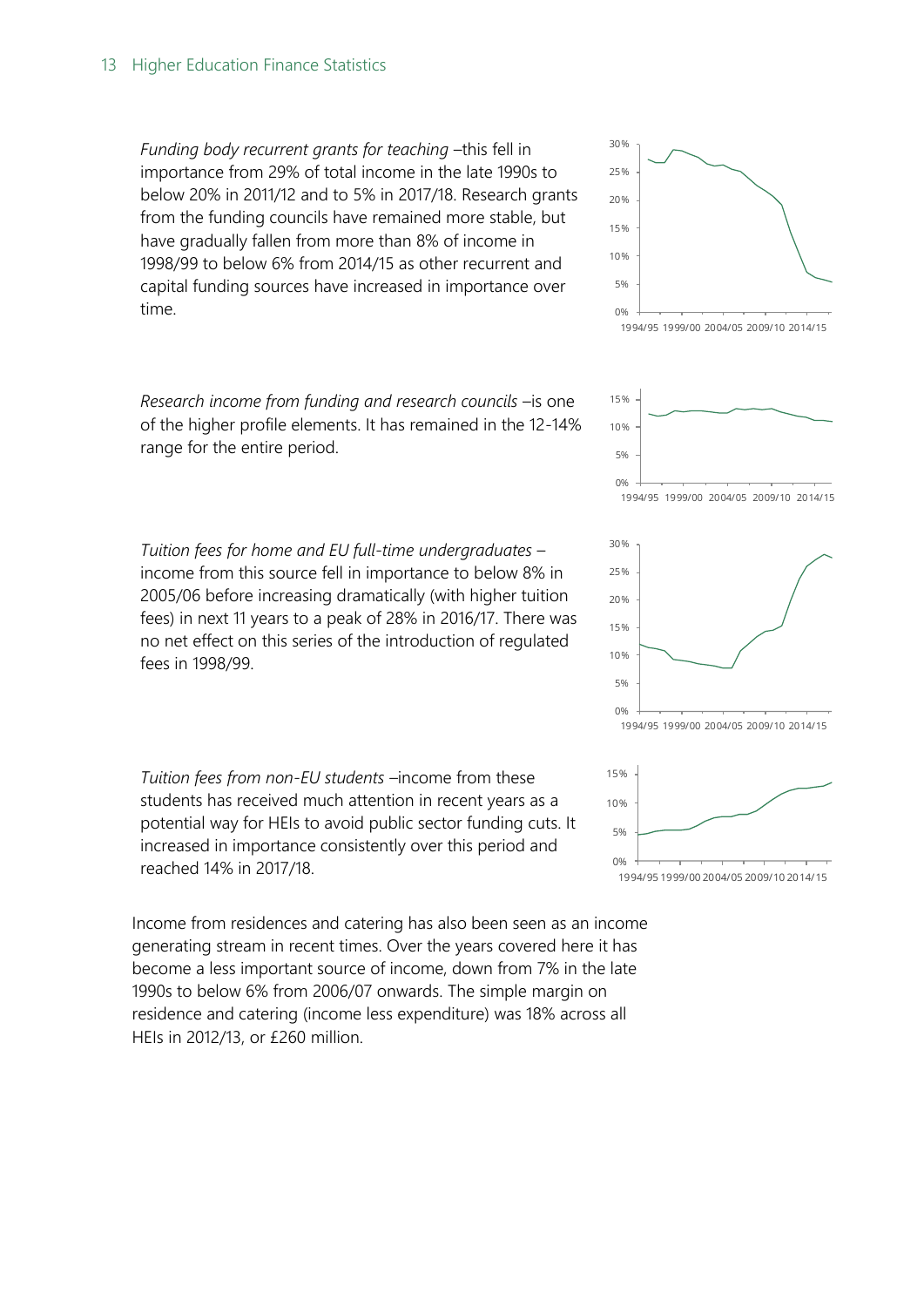*Funding body recurrent grants for teaching* –this fell in importance from 29% of total income in the late 1990s to below 20% in 2011/12 and to 5% in 2017/18. Research grants from the funding councils have remained more stable, but have gradually fallen from more than 8% of income in 1998/99 to below 6% from 2014/15 as other recurrent and capital funding sources have increased in importance over time.

*Research income from funding and research councils* –is one of the higher profile elements. It has remained in the 12-14% range for the entire period.

*Tuition fees for home and EU full-time undergraduates* – income from this source fell in importance to below 8% in 2005/06 before increasing dramatically (with higher tuition fees) in next 11 years to a peak of 28% in 2016/17. There was no net effect on this series of the introduction of regulated fees in 1998/99.

*Tuition fees from non-EU students* –income from these students has received much attention in recent years as a potential way for HEIs to avoid public sector funding cuts. It increased in importance consistently over this period and reached 14% in 2017/18.

Income from residences and catering has also been seen as an income generating stream in recent times. Over the years covered here it has become a less important source of income, down from 7% in the late 1990s to below 6% from 2006/07 onwards. The simple margin on residence and catering (income less expenditure) was 18% across all HEIs in 2012/13, or £260 million.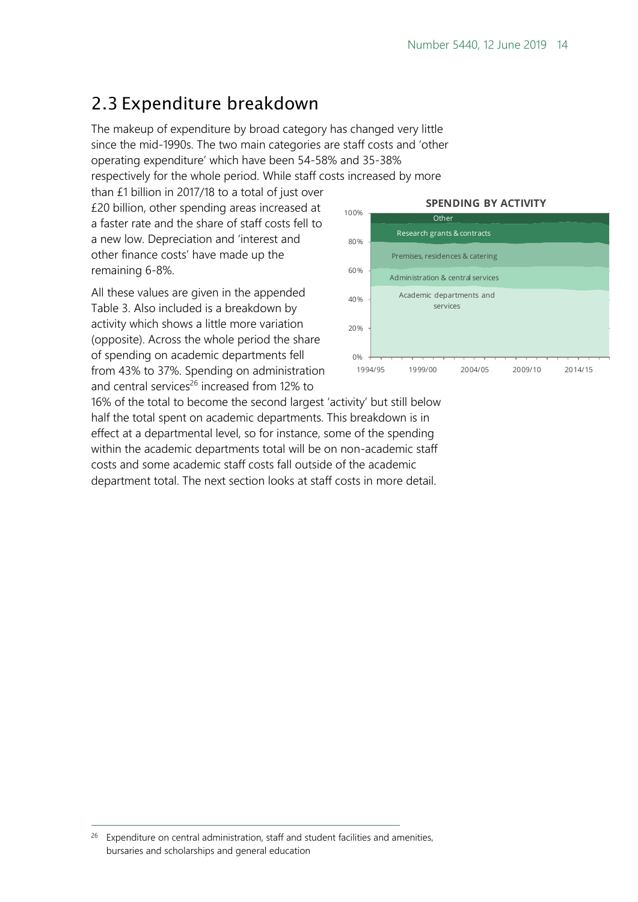## 2.3 Expenditure breakdown

The makeup of expenditure by broad category has changed very little since the mid-1990s. The two main categories are staff costs and 'other operating expenditure' which have been 54-58% and 35-38% respectively for the whole period. While staff costs increased by more than £1 billion in 2017/18 to a total of just over £20 billion, other spending areas increased at a faster rate and the share of staff costs fell to a new low. Depreciation and 'interest and other finance costs' have made up the remaining 6-8%.

All these values are given in the appended Table 3. Also included is a breakdown by activity which shows a little more variation (opposite). Across the whole period the share of spending on academic departments fell from 43% to 37%. Spending on administration and central services[26] increased from 12% to 16% of the total to become the second largest 'activity' but still below half the total spent on academic departments. This breakdown is in effect at a departmental level, so for instance, some of the spending within the academic departments total will be on non-academic staff costs and some academic staff costs fall outside of the academic department total. The next section looks at staff costs in more detail.

**SPENDING BY ACTIVITY**

[26] Expenditure on central administration, staff and student facilities and amenities, bursaries and scholarships and general education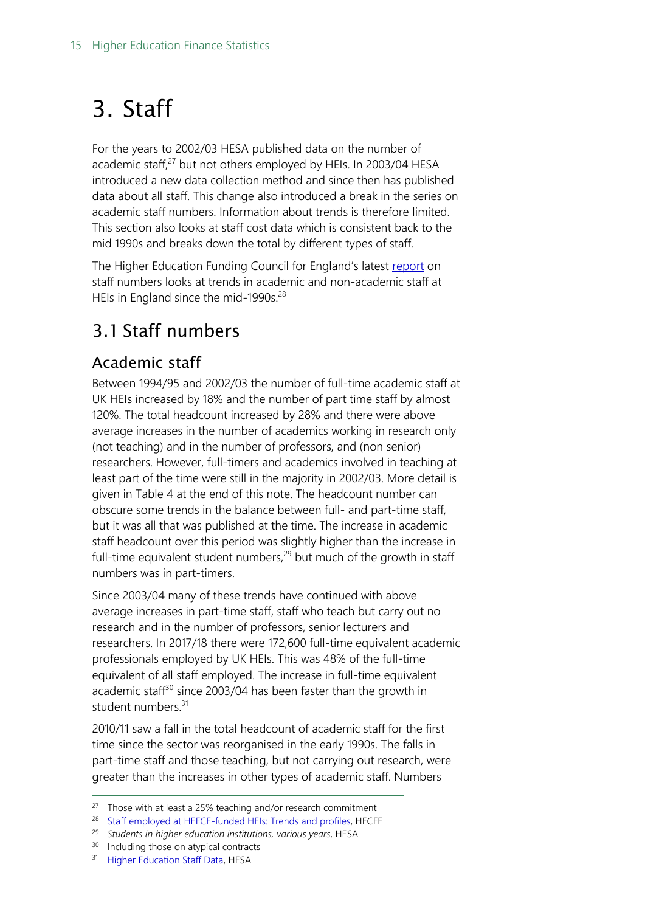# 3. Staff

For the years to 2002/03 HESA published data on the number of academic staff,[27] but not others employed by HEIs. In 2003/04 HESA introduced a new data collection method and since then has published data about all staff. This change also introduced a break in the series on academic staff numbers. Information about trends is therefore limited. This section also looks at staff cost data which is consistent back to the mid 1990s and breaks down the total by different types of staff.

The Higher Education Funding Council for England's latest report on staff numbers looks at trends in academic and non-academic staff at HEIs in England since the mid-1990s.[28]

## 3.1 Staff numbers

### Academic staff

Between 1994/95 and 2002/03 the number of full-time academic staff at UK HEIs increased by 18% and the number of part time staff by almost 120%. The total headcount increased by 28% and there were above average increases in the number of academics working in research only (not teaching) and in the number of professors, and (non senior) researchers. However, full-timers and academics involved in teaching at least part of the time were still in the majority in 2002/03. More detail is given in Table 4 at the end of this note. The headcount number can obscure some trends in the balance between full- and part-time staff, but it was all that was published at the time. The increase in academic staff headcount over this period was slightly higher than the increase in full-time equivalent student numbers,[29] but much of the growth in staff numbers was in part-timers.

Since 2003/04 many of these trends have continued with above average increases in part-time staff, staff who teach but carry out no research and in the number of professors, senior lecturers and researchers. In 2017/18 there were 172,600 full-time equivalent academic professionals employed by UK HEIs. This was 48% of the full-time equivalent of all staff employed. The increase in full-time equivalent academic staff[30] since 2003/04 has been faster than the growth in student numbers.[31]

2010/11 saw a fall in the total headcount of academic staff for the first time since the sector was reorganised in the early 1990s. The falls in part-time staff and those teaching, but not carrying out research, were greater than the increases in other types of academic staff. Numbers

---

[27] Those with at least a 25% teaching and/or research commitment

[28] Staff employed at HEFCE-funded HEIs: Trends and profiles, HECFE

[29] *Students in higher education institutions, various years*, HESA

[30] Including those on atypical contracts

[31] Higher Education Staff Data, HESA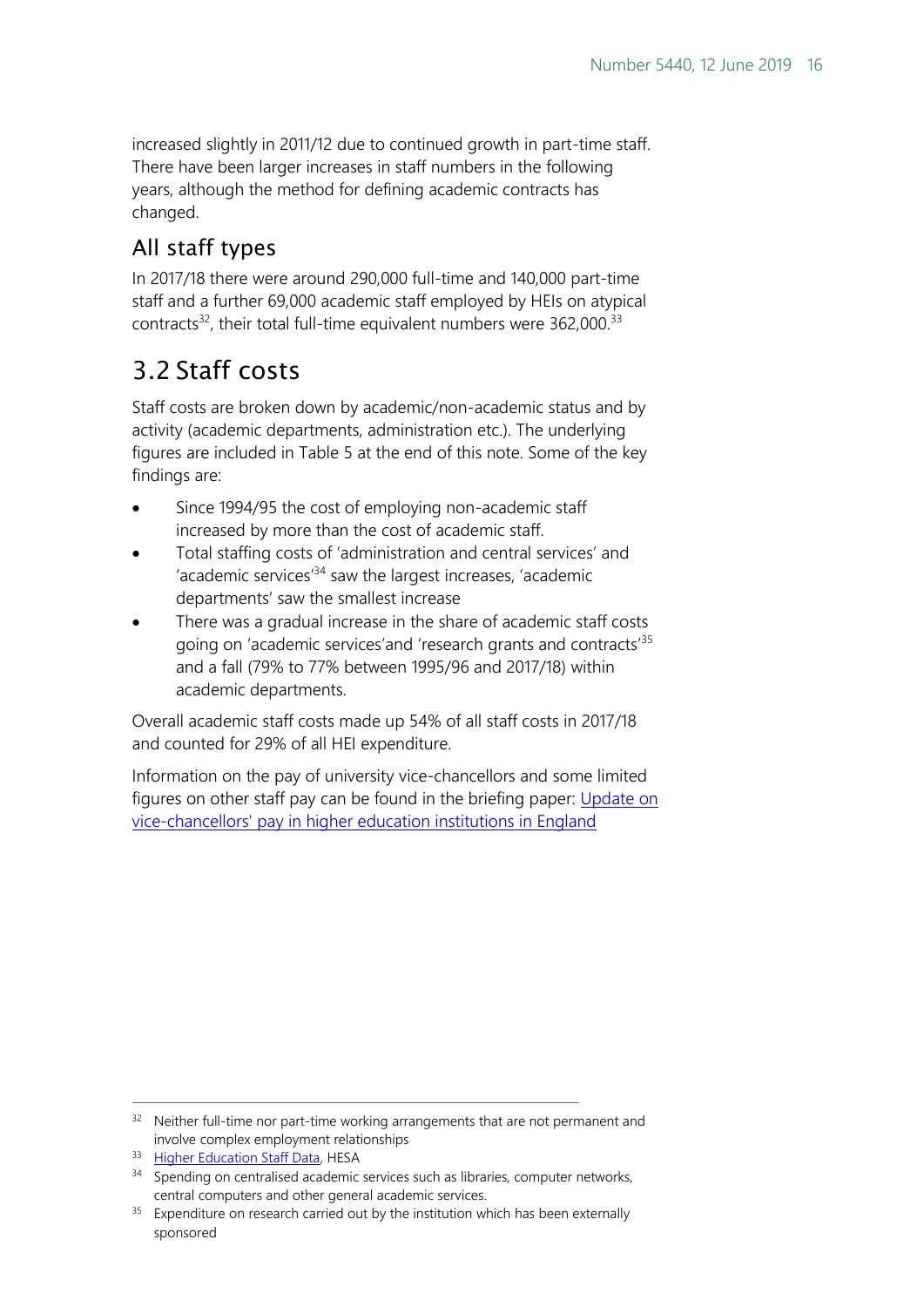increased slightly in 2011/12 due to continued growth in part-time staff. There have been larger increases in staff numbers in the following years, although the method for defining academic contracts has changed.

### All staff types

In 2017/18 there were around 290,000 full-time and 140,000 part-time staff and a further 69,000 academic staff employed by HEIs on atypical contracts[32], their total full-time equivalent numbers were 362,000.[33]

## 3.2 Staff costs

Staff costs are broken down by academic/non-academic status and by activity (academic departments, administration etc.). The underlying figures are included in Table 5 at the end of this note. Some of the key findings are:

- Since 1994/95 the cost of employing non-academic staff increased by more than the cost of academic staff.
- Total staffing costs of 'administration and central services' and 'academic services'[34] saw the largest increases, 'academic departments' saw the smallest increase
- There was a gradual increase in the share of academic staff costs going on 'academic services'and 'research grants and contracts'[35] and a fall (79% to 77% between 1995/96 and 2017/18) within academic departments.

Overall academic staff costs made up 54% of all staff costs in 2017/18 and counted for 29% of all HEI expenditure.

Information on the pay of university vice-chancellors and some limited figures on other staff pay can be found in the briefing paper: [Update on vice-chancellors' pay in higher education institutions in England]()

---

[32] Neither full-time nor part-time working arrangements that are not permanent and involve complex employment relationships

[33] [Higher Education Staff Data](), HESA

[34] Spending on centralised academic services such as libraries, computer networks, central computers and other general academic services.

[35] Expenditure on research carried out by the institution which has been externally sponsored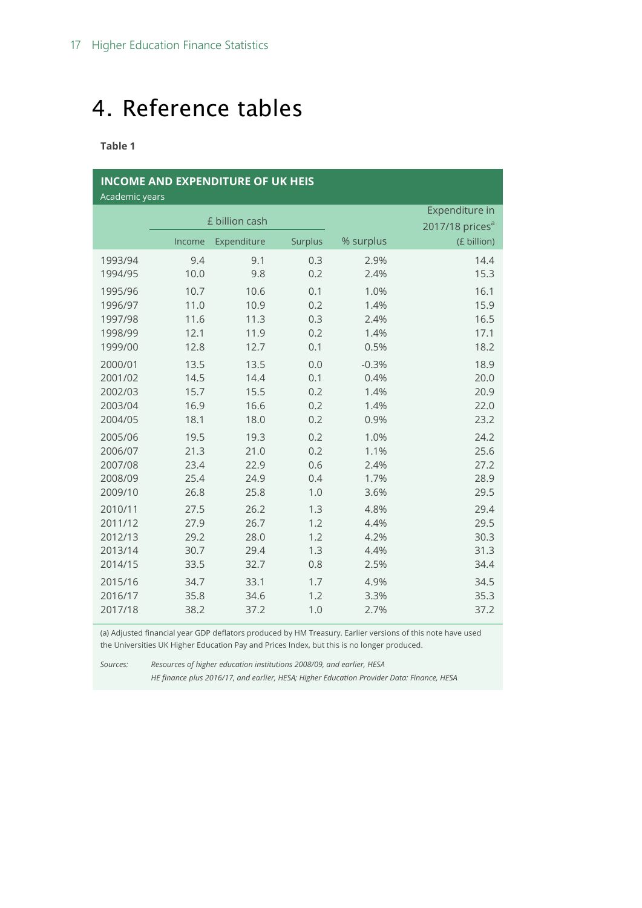# 4. Reference tables

**Table 1**

**INCOME AND EXPENDITURE OF UK HEIS**
Academic years

| | £ billion cash | | | | Expenditure in 2017/18 prices[a] |
|---|---|---|---|---|---|
| | Income | Expenditure | Surplus | % surplus | (£ billion) |
| 1993/94 | 9.4 | 9.1 | 0.3 | 2.9% | 14.4 |
| 1994/95 | 10.0 | 9.8 | 0.2 | 2.4% | 15.3 |
| 1995/96 | 10.7 | 10.6 | 0.1 | 1.0% | 16.1 |
| 1996/97 | 11.0 | 10.9 | 0.2 | 1.4% | 15.9 |
| 1997/98 | 11.6 | 11.3 | 0.3 | 2.4% | 16.5 |
| 1998/99 | 12.1 | 11.9 | 0.2 | 1.4% | 17.1 |
| 1999/00 | 12.8 | 12.7 | 0.1 | 0.5% | 18.2 |
| 2000/01 | 13.5 | 13.5 | 0.0 | -0.3% | 18.9 |
| 2001/02 | 14.5 | 14.4 | 0.1 | 0.4% | 20.0 |
| 2002/03 | 15.7 | 15.5 | 0.2 | 1.4% | 20.9 |
| 2003/04 | 16.9 | 16.6 | 0.2 | 1.4% | 22.0 |
| 2004/05 | 18.1 | 18.0 | 0.2 | 0.9% | 23.2 |
| 2005/06 | 19.5 | 19.3 | 0.2 | 1.0% | 24.2 |
| 2006/07 | 21.3 | 21.0 | 0.2 | 1.1% | 25.6 |
| 2007/08 | 23.4 | 22.9 | 0.6 | 2.4% | 27.2 |
| 2008/09 | 25.4 | 24.9 | 0.4 | 1.7% | 28.9 |
| 2009/10 | 26.8 | 25.8 | 1.0 | 3.6% | 29.5 |
| 2010/11 | 27.5 | 26.2 | 1.3 | 4.8% | 29.4 |
| 2011/12 | 27.9 | 26.7 | 1.2 | 4.4% | 29.5 |
| 2012/13 | 29.2 | 28.0 | 1.2 | 4.2% | 30.3 |
| 2013/14 | 30.7 | 29.4 | 1.3 | 4.4% | 31.3 |
| 2014/15 | 33.5 | 32.7 | 0.8 | 2.5% | 34.4 |
| 2015/16 | 34.7 | 33.1 | 1.7 | 4.9% | 34.5 |
| 2016/17 | 35.8 | 34.6 | 1.2 | 3.3% | 35.3 |
| 2017/18 | 38.2 | 37.2 | 1.0 | 2.7% | 37.2 |

(a) Adjusted financial year GDP deflators produced by HM Treasury. Earlier versions of this note have used the Universities UK Higher Education Pay and Prices Index, but this is no longer produced.

*Sources:* *Resources of higher education institutions 2008/09, and earlier, HESA*
*HE finance plus 2016/17, and earlier, HESA; Higher Education Provider Data: Finance, HESA*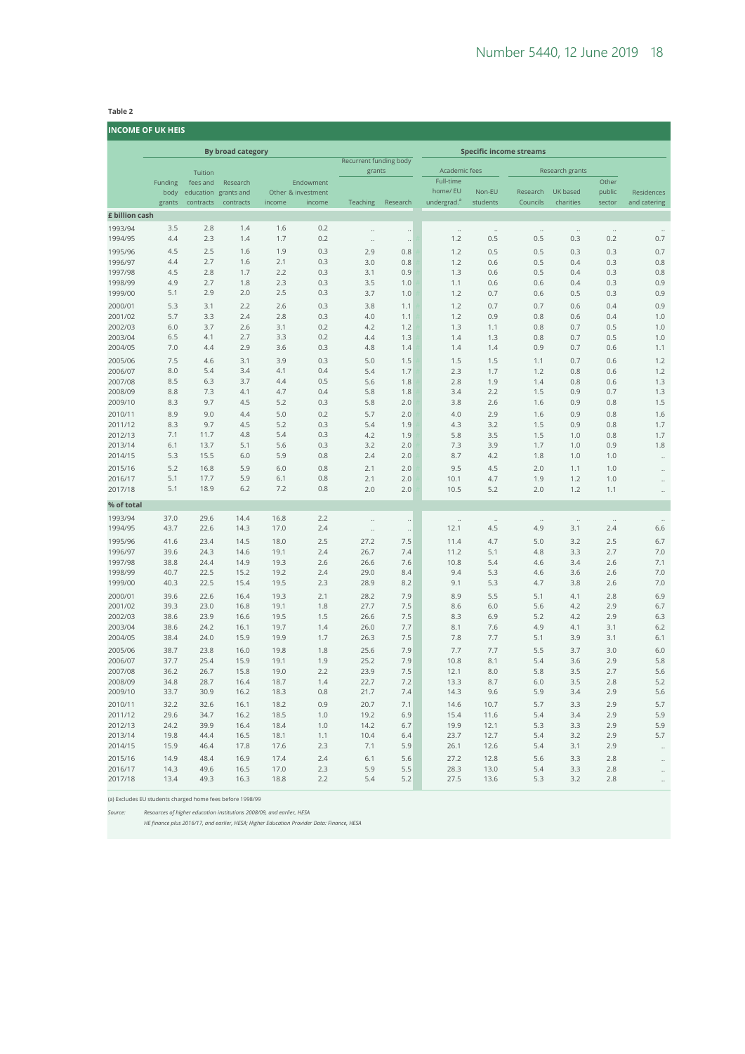**Table 2**

**INCOME OF UK HEIS**

| | By broad category | | | | | | | Specific income streams | | | | | |
|---|---|---|---|---|---|---|---|---|---|---|---|---|---|
| | | | | | | Recurrent funding body grants | | Academic fees | | Research grants | | | |
| | Funding body grants | Tuition fees and education contracts | Research grants and contracts | Other income | Endowment & investment income | Teaching | Research | Full-time home/ EU undergrad.[a] | Non-EU students | Research Councils | UK based charities | Other public sector | Residences and catering |
| **£ billion cash** | | | | | | | | | | | | | |
| 1993/94 | 3.5 | 2.8 | 1.4 | 1.6 | 0.2 | .. | .. | .. | .. | .. | .. | .. | .. |
| 1994/95 | 4.4 | 2.3 | 1.4 | 1.7 | 0.2 | .. | .. | 1.2 | 0.5 | 0.5 | 0.3 | 0.2 | 0.7 |
| 1995/96 | 4.5 | 2.5 | 1.6 | 1.9 | 0.3 | 2.9 | 0.8 | 1.2 | 0.5 | 0.5 | 0.3 | 0.3 | 0.7 |
| 1996/97 | 4.4 | 2.7 | 1.6 | 2.1 | 0.3 | 3.0 | 0.8 | 1.2 | 0.6 | 0.5 | 0.4 | 0.3 | 0.8 |
| 1997/98 | 4.5 | 2.8 | 1.7 | 2.2 | 0.3 | 3.1 | 0.9 | 1.3 | 0.6 | 0.5 | 0.4 | 0.3 | 0.8 |
| 1998/99 | 4.9 | 2.7 | 1.8 | 2.3 | 0.3 | 3.5 | 1.0 | 1.1 | 0.6 | 0.6 | 0.4 | 0.3 | 0.9 |
| 1999/00 | 5.1 | 2.9 | 2.0 | 2.5 | 0.3 | 3.7 | 1.0 | 1.2 | 0.7 | 0.6 | 0.5 | 0.3 | 0.9 |
| 2000/01 | 5.3 | 3.1 | 2.2 | 2.6 | 0.3 | 3.8 | 1.1 | 1.2 | 0.7 | 0.7 | 0.6 | 0.4 | 0.9 |
| 2001/02 | 5.7 | 3.3 | 2.4 | 2.8 | 0.3 | 4.0 | 1.1 | 1.2 | 0.9 | 0.8 | 0.6 | 0.4 | 1.0 |
| 2002/03 | 6.0 | 3.7 | 2.6 | 3.1 | 0.2 | 4.2 | 1.2 | 1.3 | 1.1 | 0.8 | 0.7 | 0.5 | 1.0 |
| 2003/04 | 6.5 | 4.1 | 2.7 | 3.3 | 0.2 | 4.4 | 1.3 | 1.4 | 1.3 | 0.8 | 0.7 | 0.5 | 1.0 |
| 2004/05 | 7.0 | 4.4 | 2.9 | 3.6 | 0.3 | 4.8 | 1.4 | 1.4 | 1.4 | 0.9 | 0.7 | 0.6 | 1.1 |
| 2005/06 | 7.5 | 4.6 | 3.1 | 3.9 | 0.3 | 5.0 | 1.5 | 1.5 | 1.5 | 1.1 | 0.7 | 0.6 | 1.2 |
| 2006/07 | 8.0 | 5.4 | 3.4 | 4.1 | 0.4 | 5.4 | 1.7 | 2.3 | 1.7 | 1.2 | 0.8 | 0.6 | 1.2 |
| 2007/08 | 8.5 | 6.3 | 3.7 | 4.4 | 0.5 | 5.6 | 1.8 | 2.8 | 1.9 | 1.4 | 0.8 | 0.6 | 1.3 |
| 2008/09 | 8.8 | 7.3 | 4.1 | 4.7 | 0.4 | 5.8 | 1.8 | 3.4 | 2.2 | 1.5 | 0.9 | 0.7 | 1.3 |
| 2009/10 | 8.3 | 9.7 | 4.5 | 5.2 | 0.3 | 5.8 | 2.0 | 3.8 | 2.6 | 1.6 | 0.9 | 0.8 | 1.5 |
| 2010/11 | 8.9 | 9.0 | 4.4 | 5.0 | 0.2 | 5.7 | 2.0 | 4.0 | 2.9 | 1.6 | 0.9 | 0.8 | 1.6 |
| 2011/12 | 8.3 | 9.7 | 4.5 | 5.2 | 0.3 | 5.4 | 1.9 | 4.3 | 3.2 | 1.5 | 0.9 | 0.8 | 1.7 |
| 2012/13 | 7.1 | 11.7 | 4.8 | 5.4 | 0.3 | 4.2 | 1.9 | 5.8 | 3.5 | 1.5 | 1.0 | 0.8 | 1.7 |
| 2013/14 | 6.1 | 13.7 | 5.1 | 5.6 | 0.3 | 3.2 | 2.0 | 7.3 | 3.9 | 1.7 | 1.0 | 0.9 | 1.8 |
| 2014/15 | 5.3 | 15.5 | 6.0 | 5.9 | 0.8 | 2.4 | 2.0 | 8.7 | 4.2 | 1.8 | 1.0 | 1.0 | .. |
| 2015/16 | 5.2 | 16.8 | 5.9 | 6.0 | 0.8 | 2.1 | 2.0 | 9.5 | 4.5 | 2.0 | 1.1 | 1.0 | .. |
| 2016/17 | 5.1 | 17.7 | 5.9 | 6.1 | 0.8 | 2.1 | 2.0 | 10.1 | 4.7 | 1.9 | 1.2 | 1.0 | .. |
| 2017/18 | 5.1 | 18.9 | 6.2 | 7.2 | 0.8 | 2.0 | 2.0 | 10.5 | 5.2 | 2.0 | 1.2 | 1.1 | .. |
| **% of total** | | | | | | | | | | | | | |
| 1993/94 | 37.0 | 29.6 | 14.4 | 16.8 | 2.2 | .. | .. | .. | .. | .. | .. | .. | .. |
| 1994/95 | 43.7 | 22.6 | 14.3 | 17.0 | 2.4 | .. | .. | 12.1 | 4.5 | 4.9 | 3.1 | 2.4 | 6.6 |
| 1995/96 | 41.6 | 23.4 | 14.5 | 18.0 | 2.5 | 27.2 | 7.5 | 11.4 | 4.7 | 5.0 | 3.2 | 2.5 | 6.7 |
| 1996/97 | 39.6 | 24.3 | 14.6 | 19.1 | 2.4 | 26.7 | 7.4 | 11.2 | 5.1 | 4.8 | 3.3 | 2.7 | 7.0 |
| 1997/98 | 38.8 | 24.4 | 14.9 | 19.3 | 2.6 | 26.6 | 7.6 | 10.8 | 5.4 | 4.6 | 3.4 | 2.6 | 7.1 |
| 1998/99 | 40.7 | 22.5 | 15.2 | 19.2 | 2.4 | 29.0 | 8.4 | 9.4 | 5.3 | 4.6 | 3.6 | 2.6 | 7.0 |
| 1999/00 | 40.3 | 22.5 | 15.4 | 19.5 | 2.3 | 28.9 | 8.2 | 9.1 | 5.3 | 4.7 | 3.8 | 2.6 | 7.0 |
| 2000/01 | 39.6 | 22.6 | 16.4 | 19.3 | 2.1 | 28.2 | 7.9 | 8.9 | 5.5 | 5.1 | 4.1 | 2.8 | 6.9 |
| 2001/02 | 39.3 | 23.0 | 16.8 | 19.1 | 1.8 | 27.7 | 7.5 | 8.6 | 6.0 | 5.6 | 4.2 | 2.9 | 6.7 |
| 2002/03 | 38.6 | 23.9 | 16.6 | 19.5 | 1.5 | 26.6 | 7.5 | 8.3 | 6.9 | 5.2 | 4.2 | 2.9 | 6.3 |
| 2003/04 | 38.6 | 24.2 | 16.1 | 19.7 | 1.4 | 26.0 | 7.7 | 8.1 | 7.6 | 4.9 | 4.1 | 3.1 | 6.2 |
| 2004/05 | 38.4 | 24.0 | 15.9 | 19.9 | 1.7 | 26.3 | 7.5 | 7.8 | 7.7 | 5.1 | 3.9 | 3.1 | 6.1 |
| 2005/06 | 38.7 | 23.8 | 16.0 | 19.8 | 1.8 | 25.6 | 7.9 | 7.7 | 7.7 | 5.5 | 3.7 | 3.0 | 6.0 |
| 2006/07 | 37.7 | 25.4 | 15.9 | 19.1 | 1.9 | 25.2 | 7.9 | 10.8 | 8.1 | 5.4 | 3.6 | 2.9 | 5.8 |
| 2007/08 | 36.2 | 26.7 | 15.8 | 19.0 | 2.2 | 23.9 | 7.5 | 12.1 | 8.0 | 5.8 | 3.5 | 2.7 | 5.6 |
| 2008/09 | 34.8 | 28.7 | 16.4 | 18.7 | 1.4 | 22.7 | 7.2 | 13.3 | 8.7 | 6.0 | 3.5 | 2.8 | 5.2 |
| 2009/10 | 33.7 | 30.9 | 16.2 | 18.3 | 0.8 | 21.7 | 7.4 | 14.3 | 9.6 | 5.9 | 3.4 | 2.9 | 5.6 |
| 2010/11 | 32.2 | 32.6 | 16.1 | 18.2 | 0.9 | 20.7 | 7.1 | 14.6 | 10.7 | 5.7 | 3.3 | 2.9 | 5.7 |
| 2011/12 | 29.6 | 34.7 | 16.2 | 18.5 | 1.0 | 19.2 | 6.9 | 15.4 | 11.6 | 5.4 | 3.4 | 2.9 | 5.9 |
| 2012/13 | 24.2 | 39.9 | 16.4 | 18.4 | 1.0 | 14.2 | 6.7 | 19.9 | 12.1 | 5.3 | 3.3 | 2.9 | 5.9 |
| 2013/14 | 19.8 | 44.4 | 16.5 | 18.1 | 1.1 | 10.4 | 6.4 | 23.7 | 12.7 | 5.4 | 3.2 | 2.9 | 5.7 |
| 2014/15 | 15.9 | 46.4 | 17.8 | 17.6 | 2.3 | 7.1 | 5.9 | 26.1 | 12.6 | 5.4 | 3.1 | 2.9 | .. |
| 2015/16 | 14.9 | 48.4 | 16.9 | 17.4 | 2.4 | 6.1 | 5.6 | 27.2 | 12.8 | 5.6 | 3.3 | 2.8 | .. |
| 2016/17 | 14.3 | 49.6 | 16.5 | 17.0 | 2.3 | 5.9 | 5.5 | 28.3 | 13.0 | 5.4 | 3.3 | 2.8 | .. |
| 2017/18 | 13.4 | 49.3 | 16.3 | 18.8 | 2.2 | 5.4 | 5.2 | 27.5 | 13.6 | 5.3 | 3.2 | 2.8 | .. |

(a) Excludes EU students charged home fees before 1998/99

*Source: Resources of higher education institutions 2008/09, and earlier, HESA*
*HE finance plus 2016/17, and earlier, HESA; Higher Education Provider Data: Finance, HESA*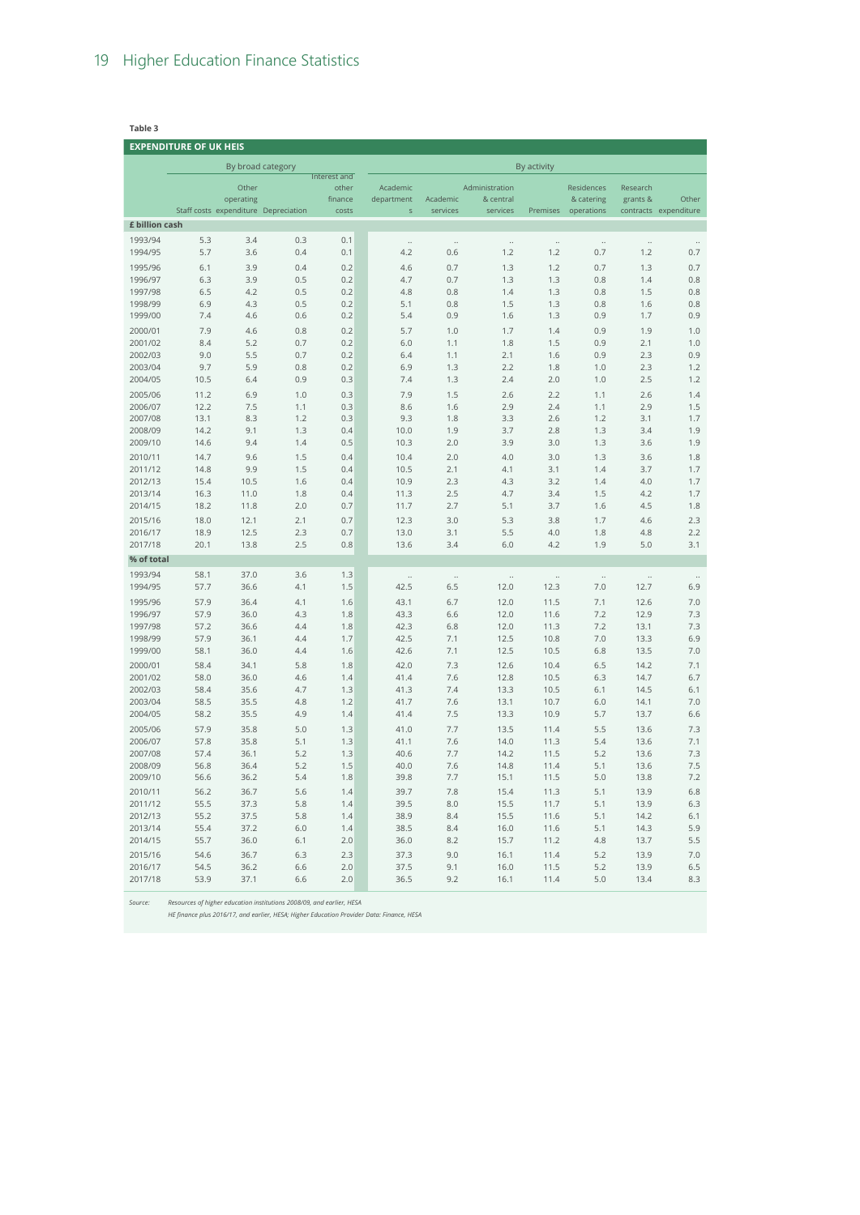Table 3

| EXPENDITURE OF UK HEIS | | | | | | | | | | | |
|---|---|---|---|---|---|---|---|---|---|---|---|
| | By broad category | | | | By activity | | | | | | |
| | Staff costs | Other operating expenditure | Depreciation | Interest and other finance costs | Academic departments | Academic services | Administration & central services | Premises | Residences & catering operations | Research grants & contracts | Other expenditure |
| **£ billion cash** | | | | | | | | | | | |
| 1993/94 | 5.3 | 3.4 | 0.3 | 0.1 | .. | .. | .. | .. | .. | .. | .. |
| 1994/95 | 5.7 | 3.6 | 0.4 | 0.1 | 4.2 | 0.6 | 1.2 | 1.2 | 0.7 | 1.2 | 0.7 |
| 1995/96 | 6.1 | 3.9 | 0.4 | 0.2 | 4.6 | 0.7 | 1.3 | 1.2 | 0.7 | 1.3 | 0.7 |
| 1996/97 | 6.3 | 3.9 | 0.5 | 0.2 | 4.7 | 0.7 | 1.3 | 1.3 | 0.8 | 1.4 | 0.8 |
| 1997/98 | 6.5 | 4.2 | 0.5 | 0.2 | 4.8 | 0.8 | 1.4 | 1.3 | 0.8 | 1.5 | 0.8 |
| 1998/99 | 6.9 | 4.3 | 0.5 | 0.2 | 5.1 | 0.8 | 1.5 | 1.3 | 0.8 | 1.6 | 0.8 |
| 1999/00 | 7.4 | 4.6 | 0.6 | 0.2 | 5.4 | 0.9 | 1.6 | 1.3 | 0.9 | 1.7 | 0.9 |
| 2000/01 | 7.9 | 4.6 | 0.8 | 0.2 | 5.7 | 1.0 | 1.7 | 1.4 | 0.9 | 1.9 | 1.0 |
| 2001/02 | 8.4 | 5.2 | 0.7 | 0.2 | 6.0 | 1.1 | 1.8 | 1.5 | 0.9 | 2.1 | 1.0 |
| 2002/03 | 9.0 | 5.5 | 0.7 | 0.2 | 6.4 | 1.1 | 2.1 | 1.6 | 0.9 | 2.3 | 0.9 |
| 2003/04 | 9.7 | 5.9 | 0.8 | 0.2 | 6.9 | 1.3 | 2.2 | 1.8 | 1.0 | 2.3 | 1.2 |
| 2004/05 | 10.5 | 6.4 | 0.9 | 0.3 | 7.4 | 1.3 | 2.4 | 2.0 | 1.0 | 2.5 | 1.2 |
| 2005/06 | 11.2 | 6.9 | 1.0 | 0.3 | 7.9 | 1.5 | 2.6 | 2.2 | 1.1 | 2.6 | 1.4 |
| 2006/07 | 12.2 | 7.5 | 1.1 | 0.3 | 8.6 | 1.6 | 2.9 | 2.4 | 1.1 | 2.9 | 1.5 |
| 2007/08 | 13.1 | 8.3 | 1.2 | 0.3 | 9.3 | 1.8 | 3.3 | 2.6 | 1.2 | 3.1 | 1.7 |
| 2008/09 | 14.2 | 9.1 | 1.3 | 0.4 | 10.0 | 1.9 | 3.7 | 2.8 | 1.3 | 3.4 | 1.9 |
| 2009/10 | 14.6 | 9.4 | 1.4 | 0.5 | 10.3 | 2.0 | 3.9 | 3.0 | 1.3 | 3.6 | 1.9 |
| 2010/11 | 14.7 | 9.6 | 1.5 | 0.4 | 10.4 | 2.0 | 4.0 | 3.0 | 1.3 | 3.6 | 1.8 |
| 2011/12 | 14.8 | 9.9 | 1.5 | 0.4 | 10.5 | 2.1 | 4.1 | 3.1 | 1.4 | 3.7 | 1.7 |
| 2012/13 | 15.4 | 10.5 | 1.6 | 0.4 | 10.9 | 2.3 | 4.3 | 3.2 | 1.4 | 4.0 | 1.7 |
| 2013/14 | 16.3 | 11.0 | 1.8 | 0.4 | 11.3 | 2.5 | 4.7 | 3.4 | 1.5 | 4.2 | 1.7 |
| 2014/15 | 18.2 | 11.8 | 2.0 | 0.7 | 11.7 | 2.7 | 5.1 | 3.7 | 1.6 | 4.5 | 1.8 |
| 2015/16 | 18.0 | 12.1 | 2.1 | 0.7 | 12.3 | 3.0 | 5.3 | 3.8 | 1.7 | 4.6 | 2.3 |
| 2016/17 | 18.9 | 12.5 | 2.3 | 0.7 | 13.0 | 3.1 | 5.5 | 4.0 | 1.8 | 4.8 | 2.2 |
| 2017/18 | 20.1 | 13.8 | 2.5 | 0.8 | 13.6 | 3.4 | 6.0 | 4.2 | 1.9 | 5.0 | 3.1 |
| **% of total** | | | | | | | | | | | |
| 1993/94 | 58.1 | 37.0 | 3.6 | 1.3 | .. | .. | .. | .. | .. | .. | .. |
| 1994/95 | 57.7 | 36.6 | 4.1 | 1.5 | 42.5 | 6.5 | 12.0 | 12.3 | 7.0 | 12.7 | 6.9 |
| 1995/96 | 57.9 | 36.4 | 4.1 | 1.6 | 43.1 | 6.7 | 12.0 | 11.5 | 7.1 | 12.6 | 7.0 |
| 1996/97 | 57.9 | 36.0 | 4.3 | 1.8 | 43.3 | 6.6 | 12.0 | 11.6 | 7.2 | 12.9 | 7.3 |
| 1997/98 | 57.2 | 36.6 | 4.4 | 1.8 | 42.3 | 6.8 | 12.0 | 11.3 | 7.2 | 13.1 | 7.3 |
| 1998/99 | 57.9 | 36.1 | 4.4 | 1.7 | 42.5 | 7.1 | 12.5 | 10.8 | 7.0 | 13.3 | 6.9 |
| 1999/00 | 58.1 | 36.0 | 4.4 | 1.6 | 42.6 | 7.1 | 12.5 | 10.5 | 6.8 | 13.5 | 7.0 |
| 2000/01 | 58.4 | 34.1 | 5.8 | 1.8 | 42.0 | 7.3 | 12.6 | 10.4 | 6.5 | 14.2 | 7.1 |
| 2001/02 | 58.0 | 36.0 | 4.6 | 1.4 | 41.4 | 7.6 | 12.8 | 10.5 | 6.3 | 14.7 | 6.7 |
| 2002/03 | 58.4 | 35.6 | 4.7 | 1.3 | 41.3 | 7.4 | 13.3 | 10.5 | 6.1 | 14.5 | 6.1 |
| 2003/04 | 58.5 | 35.5 | 4.8 | 1.2 | 41.7 | 7.6 | 13.1 | 10.7 | 6.0 | 14.1 | 7.0 |
| 2004/05 | 58.2 | 35.5 | 4.9 | 1.4 | 41.4 | 7.5 | 13.3 | 10.9 | 5.7 | 13.7 | 6.6 |
| 2005/06 | 57.9 | 35.8 | 5.0 | 1.3 | 41.0 | 7.7 | 13.5 | 11.4 | 5.5 | 13.6 | 7.3 |
| 2006/07 | 57.8 | 35.8 | 5.1 | 1.3 | 41.1 | 7.6 | 14.0 | 11.3 | 5.4 | 13.6 | 7.1 |
| 2007/08 | 57.4 | 36.1 | 5.2 | 1.3 | 40.6 | 7.7 | 14.2 | 11.5 | 5.2 | 13.6 | 7.3 |
| 2008/09 | 56.8 | 36.4 | 5.2 | 1.5 | 40.0 | 7.6 | 14.8 | 11.4 | 5.1 | 13.6 | 7.5 |
| 2009/10 | 56.6 | 36.2 | 5.4 | 1.8 | 39.8 | 7.7 | 15.1 | 11.5 | 5.0 | 13.8 | 7.2 |
| 2010/11 | 56.2 | 36.7 | 5.6 | 1.4 | 39.7 | 7.8 | 15.4 | 11.3 | 5.1 | 13.9 | 6.8 |
| 2011/12 | 55.5 | 37.3 | 5.8 | 1.4 | 39.5 | 8.0 | 15.5 | 11.7 | 5.1 | 13.9 | 6.3 |
| 2012/13 | 55.2 | 37.5 | 5.8 | 1.4 | 38.9 | 8.4 | 15.5 | 11.6 | 5.1 | 14.2 | 6.1 |
| 2013/14 | 55.4 | 37.2 | 6.0 | 1.4 | 38.5 | 8.4 | 16.0 | 11.6 | 5.1 | 14.3 | 5.9 |
| 2014/15 | 55.7 | 36.0 | 6.1 | 2.0 | 36.0 | 8.2 | 15.7 | 11.2 | 4.8 | 13.7 | 5.5 |
| 2015/16 | 54.6 | 36.7 | 6.3 | 2.3 | 37.3 | 9.0 | 16.1 | 11.4 | 5.2 | 13.9 | 7.0 |
| 2016/17 | 54.5 | 36.2 | 6.6 | 2.0 | 37.5 | 9.1 | 16.0 | 11.5 | 5.2 | 13.9 | 6.5 |
| 2017/18 | 53.9 | 37.1 | 6.6 | 2.0 | 36.5 | 9.2 | 16.1 | 11.4 | 5.0 | 13.4 | 8.3 |

*Source:* *Resources of higher education institutions 2008/09, and earlier, HESA*
*HE finance plus 2016/17, and earlier, HESA; Higher Education Provider Data: Finance, HESA*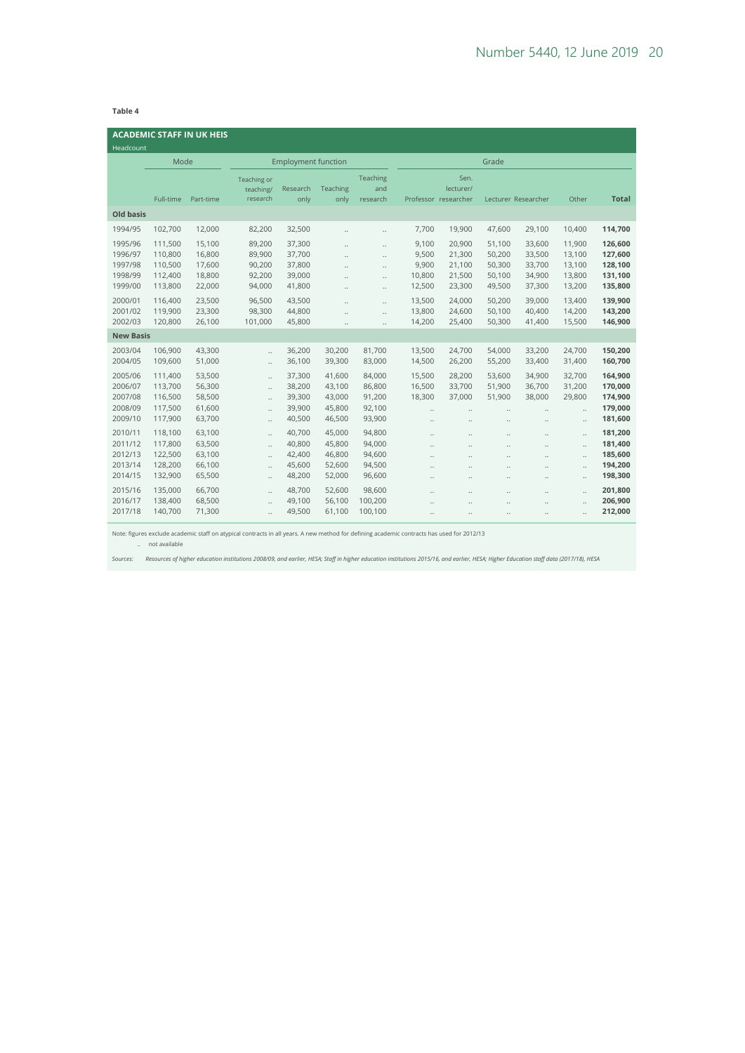**Table 4**

**ACADEMIC STAFF IN UK HEIS**

Headcount

| | Mode | | Employment function | | | | Grade | | | | | |
|---|---|---|---|---|---|---|---|---|---|---|---|---|
| | Full-time | Part-time | Teaching or teaching/ research | Research only | Teaching only | Teaching and research | Professor | Sen. lecturer/ researcher | Lecturer | Researcher | Other | **Total** |
| **Old basis** | | | | | | | | | | | | |
| 1994/95 | 102,700 | 12,000 | 82,200 | 32,500 | .. | .. | 7,700 | 19,900 | 47,600 | 29,100 | 10,400 | **114,700** |
| 1995/96 | 111,500 | 15,100 | 89,200 | 37,300 | .. | .. | 9,100 | 20,900 | 51,100 | 33,600 | 11,900 | **126,600** |
| 1996/97 | 110,800 | 16,800 | 89,900 | 37,700 | .. | .. | 9,500 | 21,300 | 50,200 | 33,500 | 13,100 | **127,600** |
| 1997/98 | 110,500 | 17,600 | 90,200 | 37,800 | .. | .. | 9,900 | 21,100 | 50,300 | 33,700 | 13,100 | **128,100** |
| 1998/99 | 112,400 | 18,800 | 92,200 | 39,000 | .. | .. | 10,800 | 21,500 | 50,100 | 34,900 | 13,800 | **131,100** |
| 1999/00 | 113,800 | 22,000 | 94,000 | 41,800 | .. | .. | 12,500 | 23,300 | 49,500 | 37,300 | 13,200 | **135,800** |
| 2000/01 | 116,400 | 23,500 | 96,500 | 43,500 | .. | .. | 13,500 | 24,000 | 50,200 | 39,000 | 13,400 | **139,900** |
| 2001/02 | 119,900 | 23,300 | 98,300 | 44,800 | .. | .. | 13,800 | 24,600 | 50,100 | 40,400 | 14,200 | **143,200** |
| 2002/03 | 120,800 | 26,100 | 101,000 | 45,800 | .. | .. | 14,200 | 25,400 | 50,300 | 41,400 | 15,500 | **146,900** |
| **New Basis** | | | | | | | | | | | | |
| 2003/04 | 106,900 | 43,300 | .. | 36,200 | 30,200 | 81,700 | 13,500 | 24,700 | 54,000 | 33,200 | 24,700 | **150,200** |
| 2004/05 | 109,600 | 51,000 | .. | 36,100 | 39,300 | 83,000 | 14,500 | 26,200 | 55,200 | 33,400 | 31,400 | **160,700** |
| 2005/06 | 111,400 | 53,500 | .. | 37,300 | 41,600 | 84,000 | 15,500 | 28,200 | 53,600 | 34,900 | 32,700 | **164,900** |
| 2006/07 | 113,700 | 56,300 | .. | 38,200 | 43,100 | 86,800 | 16,500 | 33,700 | 51,900 | 36,700 | 31,200 | **170,000** |
| 2007/08 | 116,500 | 58,500 | .. | 39,300 | 43,000 | 91,200 | 18,300 | 37,000 | 51,900 | 38,000 | 29,800 | **174,900** |
| 2008/09 | 117,500 | 61,600 | .. | 39,900 | 45,800 | 92,100 | .. | .. | .. | .. | .. | **179,000** |
| 2009/10 | 117,900 | 63,700 | .. | 40,500 | 46,500 | 93,900 | .. | .. | .. | .. | .. | **181,600** |
| 2010/11 | 118,100 | 63,100 | .. | 40,700 | 45,000 | 94,800 | .. | .. | .. | .. | .. | **181,200** |
| 2011/12 | 117,800 | 63,500 | .. | 40,800 | 45,800 | 94,000 | .. | .. | .. | .. | .. | **181,400** |
| 2012/13 | 122,500 | 63,100 | .. | 42,400 | 46,800 | 94,600 | .. | .. | .. | .. | .. | **185,600** |
| 2013/14 | 128,200 | 66,100 | .. | 45,600 | 52,600 | 94,500 | .. | .. | .. | .. | .. | **194,200** |
| 2014/15 | 132,900 | 65,500 | .. | 48,200 | 52,000 | 96,600 | .. | .. | .. | .. | .. | **198,300** |
| 2015/16 | 135,000 | 66,700 | .. | 48,700 | 52,600 | 98,600 | .. | .. | .. | .. | .. | **201,800** |
| 2016/17 | 138,400 | 68,500 | .. | 49,100 | 56,100 | 100,200 | .. | .. | .. | .. | .. | **206,900** |
| 2017/18 | 140,700 | 71,300 | .. | 49,500 | 61,100 | 100,100 | .. | .. | .. | .. | .. | **212,000** |

Note: figures exclude academic staff on atypical contracts in all years. A new method for defining academic contracts has used for 2012/13

.. not available

Sources: *Resources of higher education institutions 2008/09, and earlier, HESA; Staff in higher education institutions 2015/16, and earlier, HESA; Higher Education staff data (2017/18), HESA*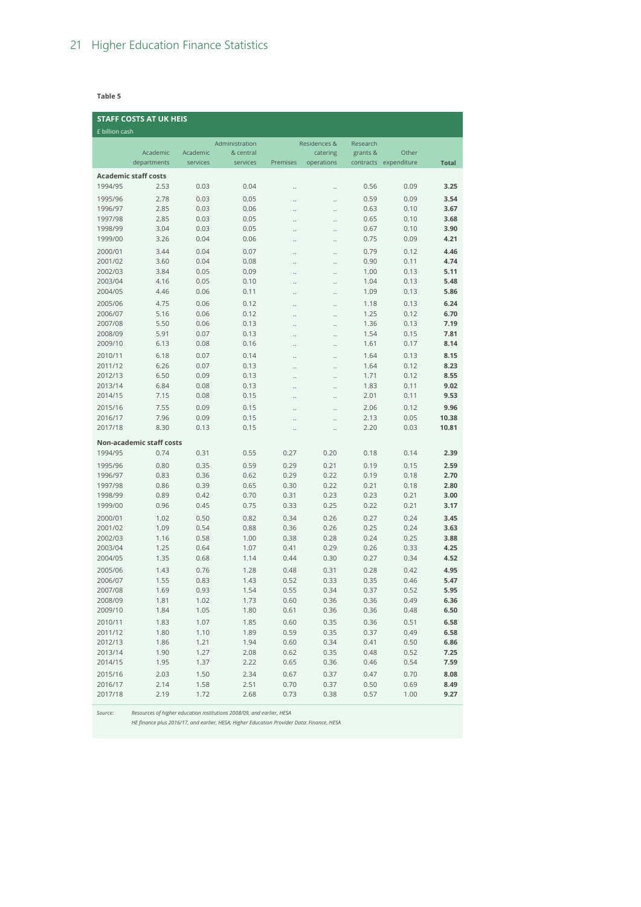**Table 5**

| STAFF COSTS AT UK HEIS | | | | | | | | |
|---|---|---|---|---|---|---|---|---|
| £ billion cash | | | | | | | | |
| | Academic departments | Academic services | Administration & central services | Premises | Residences & catering operations | Research grants & contracts | Other expenditure | **Total** |
| **Academic staff costs** | | | | | | | | |
| 1994/95 | 2.53 | 0.03 | 0.04 | .. | .. | 0.56 | 0.09 | **3.25** |
| 1995/96 | 2.78 | 0.03 | 0.05 | .. | .. | 0.59 | 0.09 | **3.54** |
| 1996/97 | 2.85 | 0.03 | 0.06 | .. | .. | 0.63 | 0.10 | **3.67** |
| 1997/98 | 2.85 | 0.03 | 0.05 | .. | .. | 0.65 | 0.10 | **3.68** |
| 1998/99 | 3.04 | 0.03 | 0.05 | .. | .. | 0.67 | 0.10 | **3.90** |
| 1999/00 | 3.26 | 0.04 | 0.06 | .. | .. | 0.75 | 0.09 | **4.21** |
| 2000/01 | 3.44 | 0.04 | 0.07 | .. | .. | 0.79 | 0.12 | **4.46** |
| 2001/02 | 3.60 | 0.04 | 0.08 | .. | .. | 0.90 | 0.11 | **4.74** |
| 2002/03 | 3.84 | 0.05 | 0.09 | .. | .. | 1.00 | 0.13 | **5.11** |
| 2003/04 | 4.16 | 0.05 | 0.10 | .. | .. | 1.04 | 0.13 | **5.48** |
| 2004/05 | 4.46 | 0.06 | 0.11 | .. | .. | 1.09 | 0.13 | **5.86** |
| 2005/06 | 4.75 | 0.06 | 0.12 | .. | .. | 1.18 | 0.13 | **6.24** |
| 2006/07 | 5.16 | 0.06 | 0.12 | .. | .. | 1.25 | 0.12 | **6.70** |
| 2007/08 | 5.50 | 0.06 | 0.13 | .. | .. | 1.36 | 0.13 | **7.19** |
| 2008/09 | 5.91 | 0.07 | 0.13 | .. | .. | 1.54 | 0.15 | **7.81** |
| 2009/10 | 6.13 | 0.08 | 0.16 | .. | .. | 1.61 | 0.17 | **8.14** |
| 2010/11 | 6.18 | 0.07 | 0.14 | .. | .. | 1.64 | 0.13 | **8.15** |
| 2011/12 | 6.26 | 0.07 | 0.13 | .. | .. | 1.64 | 0.12 | **8.23** |
| 2012/13 | 6.50 | 0.09 | 0.13 | .. | .. | 1.71 | 0.12 | **8.55** |
| 2013/14 | 6.84 | 0.08 | 0.13 | .. | .. | 1.83 | 0.11 | **9.02** |
| 2014/15 | 7.15 | 0.08 | 0.15 | .. | .. | 2.01 | 0.11 | **9.53** |
| 2015/16 | 7.55 | 0.09 | 0.15 | .. | .. | 2.06 | 0.12 | **9.96** |
| 2016/17 | 7.96 | 0.09 | 0.15 | .. | .. | 2.13 | 0.05 | **10.38** |
| 2017/18 | 8.30 | 0.13 | 0.15 | .. | .. | 2.20 | 0.03 | **10.81** |
| **Non-academic staff costs** | | | | | | | | |
| 1994/95 | 0.74 | 0.31 | 0.55 | 0.27 | 0.20 | 0.18 | 0.14 | **2.39** |
| 1995/96 | 0.80 | 0.35 | 0.59 | 0.29 | 0.21 | 0.19 | 0.15 | **2.59** |
| 1996/97 | 0.83 | 0.36 | 0.62 | 0.29 | 0.22 | 0.19 | 0.18 | **2.70** |
| 1997/98 | 0.86 | 0.39 | 0.65 | 0.30 | 0.22 | 0.21 | 0.18 | **2.80** |
| 1998/99 | 0.89 | 0.42 | 0.70 | 0.31 | 0.23 | 0.23 | 0.21 | **3.00** |
| 1999/00 | 0.96 | 0.45 | 0.75 | 0.33 | 0.25 | 0.22 | 0.21 | **3.17** |
| 2000/01 | 1.02 | 0.50 | 0.82 | 0.34 | 0.26 | 0.27 | 0.24 | **3.45** |
| 2001/02 | 1.09 | 0.54 | 0.88 | 0.36 | 0.26 | 0.25 | 0.24 | **3.63** |
| 2002/03 | 1.16 | 0.58 | 1.00 | 0.38 | 0.28 | 0.24 | 0.25 | **3.88** |
| 2003/04 | 1.25 | 0.64 | 1.07 | 0.41 | 0.29 | 0.26 | 0.33 | **4.25** |
| 2004/05 | 1.35 | 0.68 | 1.14 | 0.44 | 0.30 | 0.27 | 0.34 | **4.52** |
| 2005/06 | 1.43 | 0.76 | 1.28 | 0.48 | 0.31 | 0.28 | 0.42 | **4.95** |
| 2006/07 | 1.55 | 0.83 | 1.43 | 0.52 | 0.33 | 0.35 | 0.46 | **5.47** |
| 2007/08 | 1.69 | 0.93 | 1.54 | 0.55 | 0.34 | 0.37 | 0.52 | **5.95** |
| 2008/09 | 1.81 | 1.02 | 1.73 | 0.60 | 0.36 | 0.36 | 0.49 | **6.36** |
| 2009/10 | 1.84 | 1.05 | 1.80 | 0.61 | 0.36 | 0.36 | 0.48 | **6.50** |
| 2010/11 | 1.83 | 1.07 | 1.85 | 0.60 | 0.35 | 0.36 | 0.51 | **6.58** |
| 2011/12 | 1.80 | 1.10 | 1.89 | 0.59 | 0.35 | 0.37 | 0.49 | **6.58** |
| 2012/13 | 1.86 | 1.21 | 1.94 | 0.60 | 0.34 | 0.41 | 0.50 | **6.86** |
| 2013/14 | 1.90 | 1.27 | 2.08 | 0.62 | 0.35 | 0.48 | 0.52 | **7.25** |
| 2014/15 | 1.95 | 1.37 | 2.22 | 0.65 | 0.36 | 0.46 | 0.54 | **7.59** |
| 2015/16 | 2.03 | 1.50 | 2.34 | 0.67 | 0.37 | 0.47 | 0.70 | **8.08** |
| 2016/17 | 2.14 | 1.58 | 2.51 | 0.70 | 0.37 | 0.50 | 0.69 | **8.49** |
| 2017/18 | 2.19 | 1.72 | 2.68 | 0.73 | 0.38 | 0.57 | 1.00 | **9.27** |

*Source:* *Resources of higher education institutions 2008/09, and earlier, HESA*
*HE finance plus 2016/17, and earlier, HESA; Higher Education Provider Data: Finance, HESA*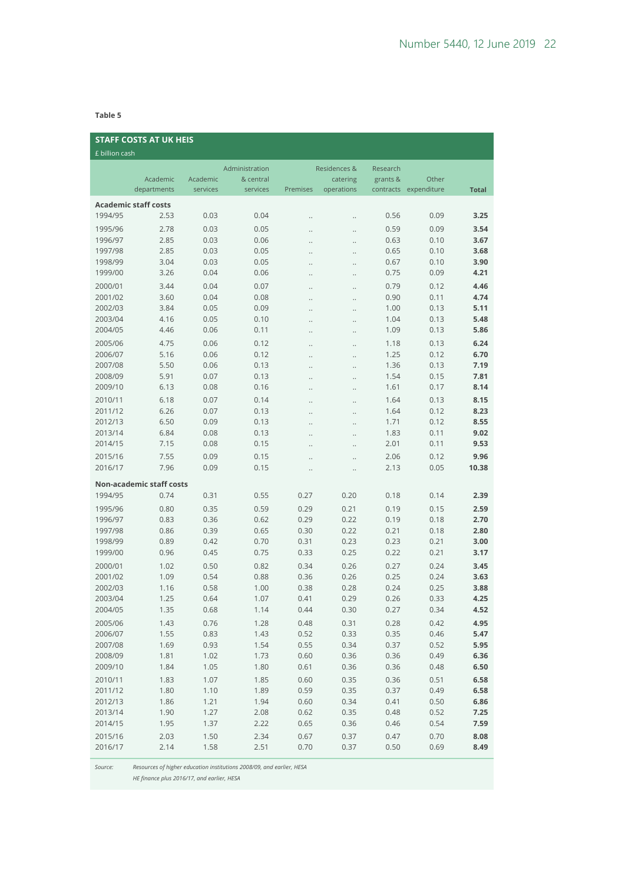Table 5

| STAFF COSTS AT UK HEIS<br>£ billion cash | | | | | | | | |
|---|---|---|---|---|---|---|---|---|
| | Academic departments | Academic services | Administration & central services | Premises | Residences & catering operations | Research grants & contracts | Other expenditure | **Total** |
| **Academic staff costs** | | | | | | | | |
| 1994/95 | 2.53 | 0.03 | 0.04 | .. | .. | 0.56 | 0.09 | **3.25** |
| 1995/96 | 2.78 | 0.03 | 0.05 | .. | .. | 0.59 | 0.09 | **3.54** |
| 1996/97 | 2.85 | 0.03 | 0.06 | .. | .. | 0.63 | 0.10 | **3.67** |
| 1997/98 | 2.85 | 0.03 | 0.05 | .. | .. | 0.65 | 0.10 | **3.68** |
| 1998/99 | 3.04 | 0.03 | 0.05 | .. | .. | 0.67 | 0.10 | **3.90** |
| 1999/00 | 3.26 | 0.04 | 0.06 | .. | .. | 0.75 | 0.09 | **4.21** |
| 2000/01 | 3.44 | 0.04 | 0.07 | .. | .. | 0.79 | 0.12 | **4.46** |
| 2001/02 | 3.60 | 0.04 | 0.08 | .. | .. | 0.90 | 0.11 | **4.74** |
| 2002/03 | 3.84 | 0.05 | 0.09 | .. | .. | 1.00 | 0.13 | **5.11** |
| 2003/04 | 4.16 | 0.05 | 0.10 | .. | .. | 1.04 | 0.13 | **5.48** |
| 2004/05 | 4.46 | 0.06 | 0.11 | .. | .. | 1.09 | 0.13 | **5.86** |
| 2005/06 | 4.75 | 0.06 | 0.12 | .. | .. | 1.18 | 0.13 | **6.24** |
| 2006/07 | 5.16 | 0.06 | 0.12 | .. | .. | 1.25 | 0.12 | **6.70** |
| 2007/08 | 5.50 | 0.06 | 0.13 | .. | .. | 1.36 | 0.13 | **7.19** |
| 2008/09 | 5.91 | 0.07 | 0.13 | .. | .. | 1.54 | 0.15 | **7.81** |
| 2009/10 | 6.13 | 0.08 | 0.16 | .. | .. | 1.61 | 0.17 | **8.14** |
| 2010/11 | 6.18 | 0.07 | 0.14 | .. | .. | 1.64 | 0.13 | **8.15** |
| 2011/12 | 6.26 | 0.07 | 0.13 | .. | .. | 1.64 | 0.12 | **8.23** |
| 2012/13 | 6.50 | 0.09 | 0.13 | .. | .. | 1.71 | 0.12 | **8.55** |
| 2013/14 | 6.84 | 0.08 | 0.13 | .. | .. | 1.83 | 0.11 | **9.02** |
| 2014/15 | 7.15 | 0.08 | 0.15 | .. | .. | 2.01 | 0.11 | **9.53** |
| 2015/16 | 7.55 | 0.09 | 0.15 | .. | .. | 2.06 | 0.12 | **9.96** |
| 2016/17 | 7.96 | 0.09 | 0.15 | .. | .. | 2.13 | 0.05 | **10.38** |
| **Non-academic staff costs** | | | | | | | | |
| 1994/95 | 0.74 | 0.31 | 0.55 | 0.27 | 0.20 | 0.18 | 0.14 | **2.39** |
| 1995/96 | 0.80 | 0.35 | 0.59 | 0.29 | 0.21 | 0.19 | 0.15 | **2.59** |
| 1996/97 | 0.83 | 0.36 | 0.62 | 0.29 | 0.22 | 0.19 | 0.18 | **2.70** |
| 1997/98 | 0.86 | 0.39 | 0.65 | 0.30 | 0.22 | 0.21 | 0.18 | **2.80** |
| 1998/99 | 0.89 | 0.42 | 0.70 | 0.31 | 0.23 | 0.23 | 0.21 | **3.00** |
| 1999/00 | 0.96 | 0.45 | 0.75 | 0.33 | 0.25 | 0.22 | 0.21 | **3.17** |
| 2000/01 | 1.02 | 0.50 | 0.82 | 0.34 | 0.26 | 0.27 | 0.24 | **3.45** |
| 2001/02 | 1.09 | 0.54 | 0.88 | 0.36 | 0.26 | 0.25 | 0.24 | **3.63** |
| 2002/03 | 1.16 | 0.58 | 1.00 | 0.38 | 0.28 | 0.24 | 0.25 | **3.88** |
| 2003/04 | 1.25 | 0.64 | 1.07 | 0.41 | 0.29 | 0.26 | 0.33 | **4.25** |
| 2004/05 | 1.35 | 0.68 | 1.14 | 0.44 | 0.30 | 0.27 | 0.34 | **4.52** |
| 2005/06 | 1.43 | 0.76 | 1.28 | 0.48 | 0.31 | 0.28 | 0.42 | **4.95** |
| 2006/07 | 1.55 | 0.83 | 1.43 | 0.52 | 0.33 | 0.35 | 0.46 | **5.47** |
| 2007/08 | 1.69 | 0.93 | 1.54 | 0.55 | 0.34 | 0.37 | 0.52 | **5.95** |
| 2008/09 | 1.81 | 1.02 | 1.73 | 0.60 | 0.36 | 0.36 | 0.49 | **6.36** |
| 2009/10 | 1.84 | 1.05 | 1.80 | 0.61 | 0.36 | 0.36 | 0.48 | **6.50** |
| 2010/11 | 1.83 | 1.07 | 1.85 | 0.60 | 0.35 | 0.36 | 0.51 | **6.58** |
| 2011/12 | 1.80 | 1.10 | 1.89 | 0.59 | 0.35 | 0.37 | 0.49 | **6.58** |
| 2012/13 | 1.86 | 1.21 | 1.94 | 0.60 | 0.34 | 0.41 | 0.50 | **6.86** |
| 2013/14 | 1.90 | 1.27 | 2.08 | 0.62 | 0.35 | 0.48 | 0.52 | **7.25** |
| 2014/15 | 1.95 | 1.37 | 2.22 | 0.65 | 0.36 | 0.46 | 0.54 | **7.59** |
| 2015/16 | 2.03 | 1.50 | 2.34 | 0.67 | 0.37 | 0.47 | 0.70 | **8.08** |
| 2016/17 | 2.14 | 1.58 | 2.51 | 0.70 | 0.37 | 0.50 | 0.69 | **8.49** |

*Source:* *Resources of higher education institutions 2008/09, and earlier, HESA*
*HE finance plus 2016/17, and earlier, HESA*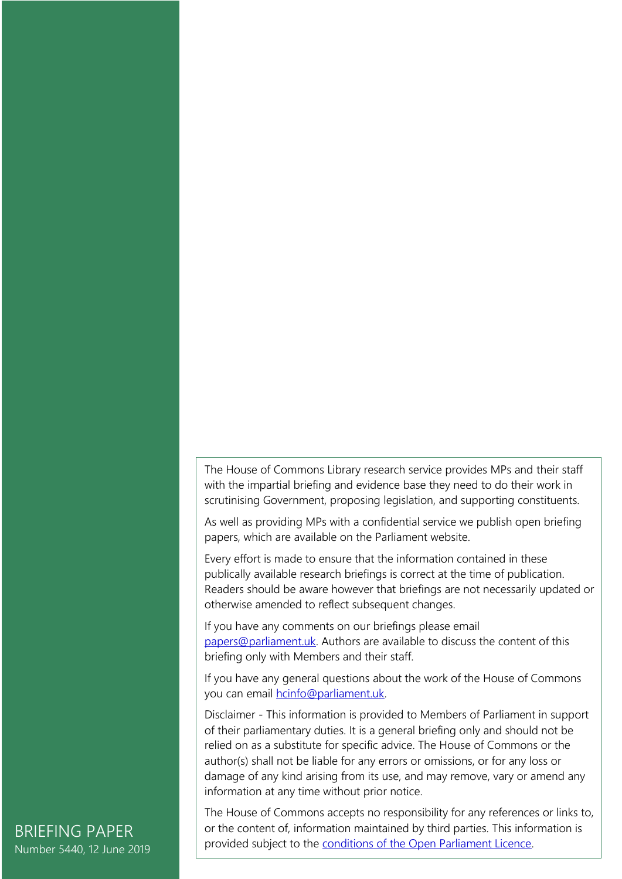The House of Commons Library research service provides MPs and their staff with the impartial briefing and evidence base they need to do their work in scrutinising Government, proposing legislation, and supporting constituents.

As well as providing MPs with a confidential service we publish open briefing papers, which are available on the Parliament website.

Every effort is made to ensure that the information contained in these publically available research briefings is correct at the time of publication. Readers should be aware however that briefings are not necessarily updated or otherwise amended to reflect subsequent changes.

If you have any comments on our briefings please email papers@parliament.uk. Authors are available to discuss the content of this briefing only with Members and their staff.

If you have any general questions about the work of the House of Commons you can email hcinfo@parliament.uk.

Disclaimer - This information is provided to Members of Parliament in support of their parliamentary duties. It is a general briefing only and should not be relied on as a substitute for specific advice. The House of Commons or the author(s) shall not be liable for any errors or omissions, or for any loss or damage of any kind arising from its use, and may remove, vary or amend any information at any time without prior notice.

The House of Commons accepts no responsibility for any references or links to, or the content of, information maintained by third parties. This information is provided subject to the conditions of the Open Parliament Licence.

BRIEFING PAPER
Number 5440, 12 June 2019